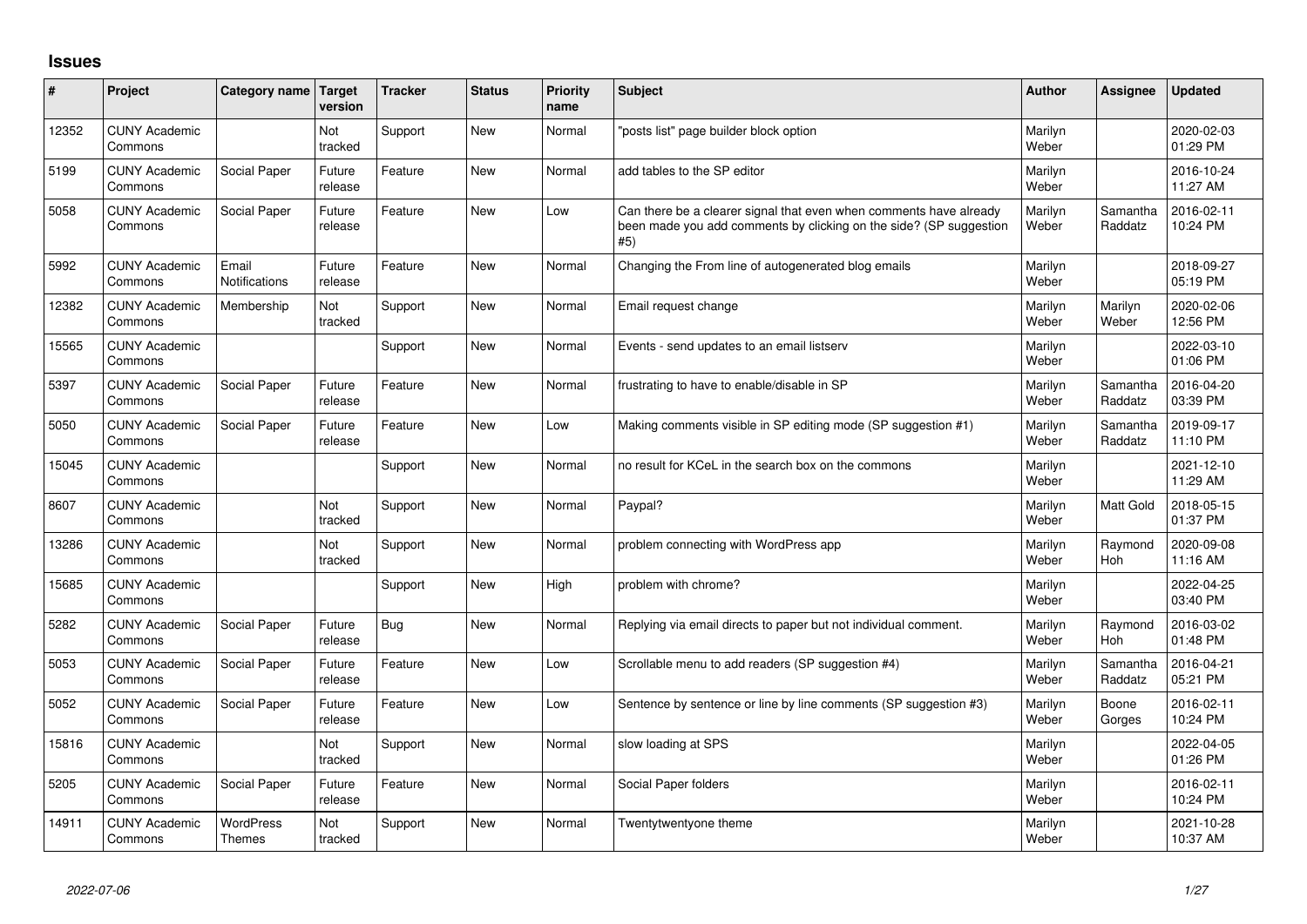# Issues

| # | Project | Category name | Target version | Tracker | Status | Priority name | Subject | Author | Assignee | Updated |
|---|---|---|---|---|---|---|---|---|---|---|
| 12352 | CUNY Academic Commons | | Not tracked | Support | New | Normal | "posts list" page builder block option | Marilyn Weber | | 2020-02-03 01:29 PM |
| 5199 | CUNY Academic Commons | Social Paper | Future release | Feature | New | Normal | add tables to the SP editor | Marilyn Weber | | 2016-10-24 11:27 AM |
| 5058 | CUNY Academic Commons | Social Paper | Future release | Feature | New | Low | Can there be a clearer signal that even when comments have already been made you add comments by clicking on the side? (SP suggestion #5) | Marilyn Weber | Samantha Raddatz | 2016-02-11 10:24 PM |
| 5992 | CUNY Academic Commons | Email Notifications | Future release | Feature | New | Normal | Changing the From line of autogenerated blog emails | Marilyn Weber | | 2018-09-27 05:19 PM |
| 12382 | CUNY Academic Commons | Membership | Not tracked | Support | New | Normal | Email request change | Marilyn Weber | Marilyn Weber | 2020-02-06 12:56 PM |
| 15565 | CUNY Academic Commons | | | Support | New | Normal | Events - send updates to an email listserv | Marilyn Weber | | 2022-03-10 01:06 PM |
| 5397 | CUNY Academic Commons | Social Paper | Future release | Feature | New | Normal | frustrating to have to enable/disable in SP | Marilyn Weber | Samantha Raddatz | 2016-04-20 03:39 PM |
| 5050 | CUNY Academic Commons | Social Paper | Future release | Feature | New | Low | Making comments visible in SP editing mode (SP suggestion #1) | Marilyn Weber | Samantha Raddatz | 2019-09-17 11:10 PM |
| 15045 | CUNY Academic Commons | | | Support | New | Normal | no result for KCeL in the search box on the commons | Marilyn Weber | | 2021-12-10 11:29 AM |
| 8607 | CUNY Academic Commons | | Not tracked | Support | New | Normal | Paypal? | Marilyn Weber | Matt Gold | 2018-05-15 01:37 PM |
| 13286 | CUNY Academic Commons | | Not tracked | Support | New | Normal | problem connecting with WordPress app | Marilyn Weber | Raymond Hoh | 2020-09-08 11:16 AM |
| 15685 | CUNY Academic Commons | | | Support | New | High | problem with chrome? | Marilyn Weber | | 2022-04-25 03:40 PM |
| 5282 | CUNY Academic Commons | Social Paper | Future release | Bug | New | Normal | Replying via email directs to paper but not individual comment. | Marilyn Weber | Raymond Hoh | 2016-03-02 01:48 PM |
| 5053 | CUNY Academic Commons | Social Paper | Future release | Feature | New | Low | Scrollable menu to add readers (SP suggestion #4) | Marilyn Weber | Samantha Raddatz | 2016-04-21 05:21 PM |
| 5052 | CUNY Academic Commons | Social Paper | Future release | Feature | New | Low | Sentence by sentence or line by line comments (SP suggestion #3) | Marilyn Weber | Boone Gorges | 2016-02-11 10:24 PM |
| 15816 | CUNY Academic Commons | | Not tracked | Support | New | Normal | slow loading at SPS | Marilyn Weber | | 2022-04-05 01:26 PM |
| 5205 | CUNY Academic Commons | Social Paper | Future release | Feature | New | Normal | Social Paper folders | Marilyn Weber | | 2016-02-11 10:24 PM |
| 14911 | CUNY Academic Commons | WordPress Themes | Not tracked | Support | New | Normal | Twentytwentyone theme | Marilyn Weber | | 2021-10-28 10:37 AM |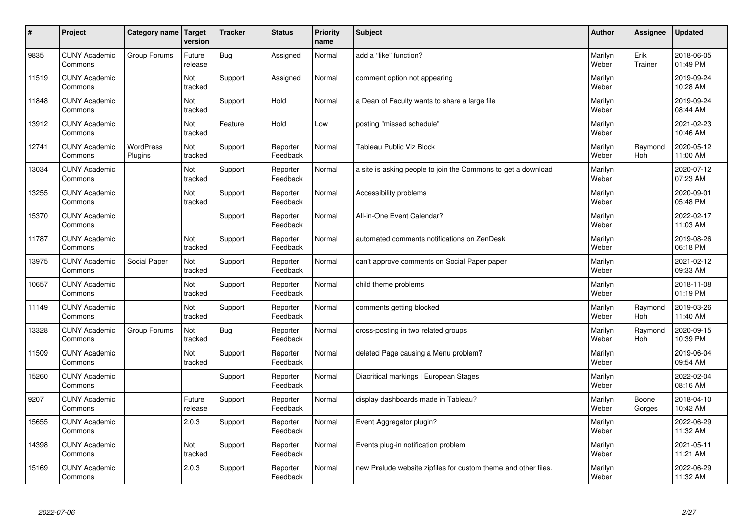| # | Project | Category name | Target version | Tracker | Status | Priority name | Subject | Author | Assignee | Updated |
|---|---|---|---|---|---|---|---|---|---|---|
| 9835 | CUNY Academic Commons | Group Forums | Future release | Bug | Assigned | Normal | add a "like" function? | Marilyn Weber | Erik Trainer | 2018-06-05 01:49 PM |
| 11519 | CUNY Academic Commons | | Not tracked | Support | Assigned | Normal | comment option not appearing | Marilyn Weber | | 2019-09-24 10:28 AM |
| 11848 | CUNY Academic Commons | | Not tracked | Support | Hold | Normal | a Dean of Faculty wants to share a large file | Marilyn Weber | | 2019-09-24 08:44 AM |
| 13912 | CUNY Academic Commons | | Not tracked | Feature | Hold | Low | posting "missed schedule" | Marilyn Weber | | 2021-02-23 10:46 AM |
| 12741 | CUNY Academic Commons | WordPress Plugins | Not tracked | Support | Reporter Feedback | Normal | Tableau Public Viz Block | Marilyn Weber | Raymond Hoh | 2020-05-12 11:00 AM |
| 13034 | CUNY Academic Commons | | Not tracked | Support | Reporter Feedback | Normal | a site is asking people to join the Commons to get a download | Marilyn Weber | | 2020-07-12 07:23 AM |
| 13255 | CUNY Academic Commons | | Not tracked | Support | Reporter Feedback | Normal | Accessibility problems | Marilyn Weber | | 2020-09-01 05:48 PM |
| 15370 | CUNY Academic Commons | | | Support | Reporter Feedback | Normal | All-in-One Event Calendar? | Marilyn Weber | | 2022-02-17 11:03 AM |
| 11787 | CUNY Academic Commons | | Not tracked | Support | Reporter Feedback | Normal | automated comments notifications on ZenDesk | Marilyn Weber | | 2019-08-26 06:18 PM |
| 13975 | CUNY Academic Commons | Social Paper | Not tracked | Support | Reporter Feedback | Normal | can't approve comments on Social Paper paper | Marilyn Weber | | 2021-02-12 09:33 AM |
| 10657 | CUNY Academic Commons | | Not tracked | Support | Reporter Feedback | Normal | child theme problems | Marilyn Weber | | 2018-11-08 01:19 PM |
| 11149 | CUNY Academic Commons | | Not tracked | Support | Reporter Feedback | Normal | comments getting blocked | Marilyn Weber | Raymond Hoh | 2019-03-26 11:40 AM |
| 13328 | CUNY Academic Commons | Group Forums | Not tracked | Bug | Reporter Feedback | Normal | cross-posting in two related groups | Marilyn Weber | Raymond Hoh | 2020-09-15 10:39 PM |
| 11509 | CUNY Academic Commons | | Not tracked | Support | Reporter Feedback | Normal | deleted Page causing a Menu problem? | Marilyn Weber | | 2019-06-04 09:54 AM |
| 15260 | CUNY Academic Commons | | | Support | Reporter Feedback | Normal | Diacritical markings \| European Stages | Marilyn Weber | | 2022-02-04 08:16 AM |
| 9207 | CUNY Academic Commons | | Future release | Support | Reporter Feedback | Normal | display dashboards made in Tableau? | Marilyn Weber | Boone Gorges | 2018-04-10 10:42 AM |
| 15655 | CUNY Academic Commons | | 2.0.3 | Support | Reporter Feedback | Normal | Event Aggregator plugin? | Marilyn Weber | | 2022-06-29 11:32 AM |
| 14398 | CUNY Academic Commons | | Not tracked | Support | Reporter Feedback | Normal | Events plug-in notification problem | Marilyn Weber | | 2021-05-11 11:21 AM |
| 15169 | CUNY Academic Commons | | 2.0.3 | Support | Reporter Feedback | Normal | new Prelude website zipfiles for custom theme and other files. | Marilyn Weber | | 2022-06-29 11:32 AM |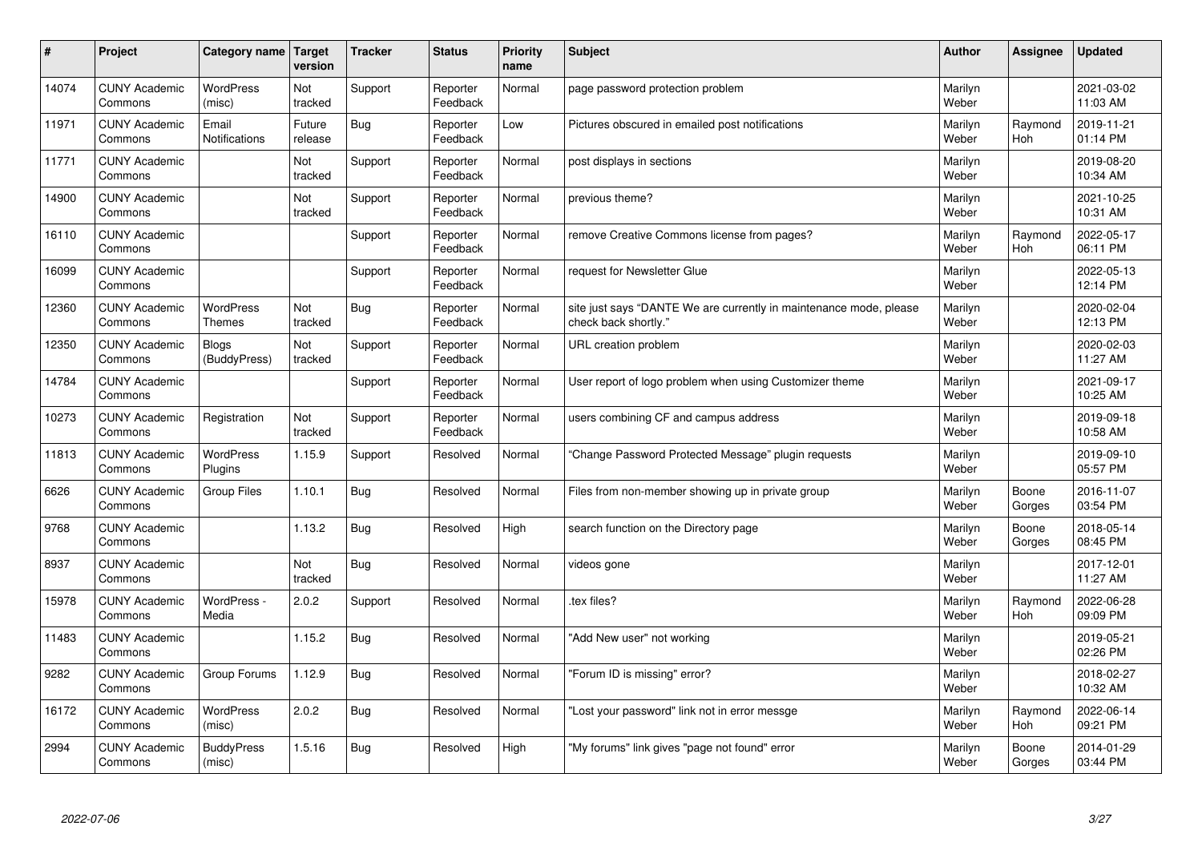| # | Project | Category name | Target version | Tracker | Status | Priority name | Subject | Author | Assignee | Updated |
|---|---|---|---|---|---|---|---|---|---|---|
| 14074 | CUNY Academic Commons | WordPress (misc) | Not tracked | Support | Reporter Feedback | Normal | page password protection problem | Marilyn Weber | | 2021-03-02 11:03 AM |
| 11971 | CUNY Academic Commons | Email Notifications | Future release | Bug | Reporter Feedback | Low | Pictures obscured in emailed post notifications | Marilyn Weber | Raymond Hoh | 2019-11-21 01:14 PM |
| 11771 | CUNY Academic Commons | | Not tracked | Support | Reporter Feedback | Normal | post displays in sections | Marilyn Weber | | 2019-08-20 10:34 AM |
| 14900 | CUNY Academic Commons | | Not tracked | Support | Reporter Feedback | Normal | previous theme? | Marilyn Weber | | 2021-10-25 10:31 AM |
| 16110 | CUNY Academic Commons | | | Support | Reporter Feedback | Normal | remove Creative Commons license from pages? | Marilyn Weber | Raymond Hoh | 2022-05-17 06:11 PM |
| 16099 | CUNY Academic Commons | | | Support | Reporter Feedback | Normal | request for Newsletter Glue | Marilyn Weber | | 2022-05-13 12:14 PM |
| 12360 | CUNY Academic Commons | WordPress Themes | Not tracked | Bug | Reporter Feedback | Normal | site just says "DANTE We are currently in maintenance mode, please check back shortly." | Marilyn Weber | | 2020-02-04 12:13 PM |
| 12350 | CUNY Academic Commons | Blogs (BuddyPress) | Not tracked | Support | Reporter Feedback | Normal | URL creation problem | Marilyn Weber | | 2020-02-03 11:27 AM |
| 14784 | CUNY Academic Commons | | | Support | Reporter Feedback | Normal | User report of logo problem when using Customizer theme | Marilyn Weber | | 2021-09-17 10:25 AM |
| 10273 | CUNY Academic Commons | Registration | Not tracked | Support | Reporter Feedback | Normal | users combining CF and campus address | Marilyn Weber | | 2019-09-18 10:58 AM |
| 11813 | CUNY Academic Commons | WordPress Plugins | 1.15.9 | Support | Resolved | Normal | "Change Password Protected Message" plugin requests | Marilyn Weber | | 2019-09-10 05:57 PM |
| 6626 | CUNY Academic Commons | Group Files | 1.10.1 | Bug | Resolved | Normal | Files from non-member showing up in private group | Marilyn Weber | Boone Gorges | 2016-11-07 03:54 PM |
| 9768 | CUNY Academic Commons | | 1.13.2 | Bug | Resolved | High | search function on the Directory page | Marilyn Weber | Boone Gorges | 2018-05-14 08:45 PM |
| 8937 | CUNY Academic Commons | | Not tracked | Bug | Resolved | Normal | videos gone | Marilyn Weber | | 2017-12-01 11:27 AM |
| 15978 | CUNY Academic Commons | WordPress - Media | 2.0.2 | Support | Resolved | Normal | .tex files? | Marilyn Weber | Raymond Hoh | 2022-06-28 09:09 PM |
| 11483 | CUNY Academic Commons | | 1.15.2 | Bug | Resolved | Normal | "Add New user" not working | Marilyn Weber | | 2019-05-21 02:26 PM |
| 9282 | CUNY Academic Commons | Group Forums | 1.12.9 | Bug | Resolved | Normal | "Forum ID is missing" error? | Marilyn Weber | | 2018-02-27 10:32 AM |
| 16172 | CUNY Academic Commons | WordPress (misc) | 2.0.2 | Bug | Resolved | Normal | "Lost your password" link not in error messge | Marilyn Weber | Raymond Hoh | 2022-06-14 09:21 PM |
| 2994 | CUNY Academic Commons | BuddyPress (misc) | 1.5.16 | Bug | Resolved | High | "My forums" link gives "page not found" error | Marilyn Weber | Boone Gorges | 2014-01-29 03:44 PM |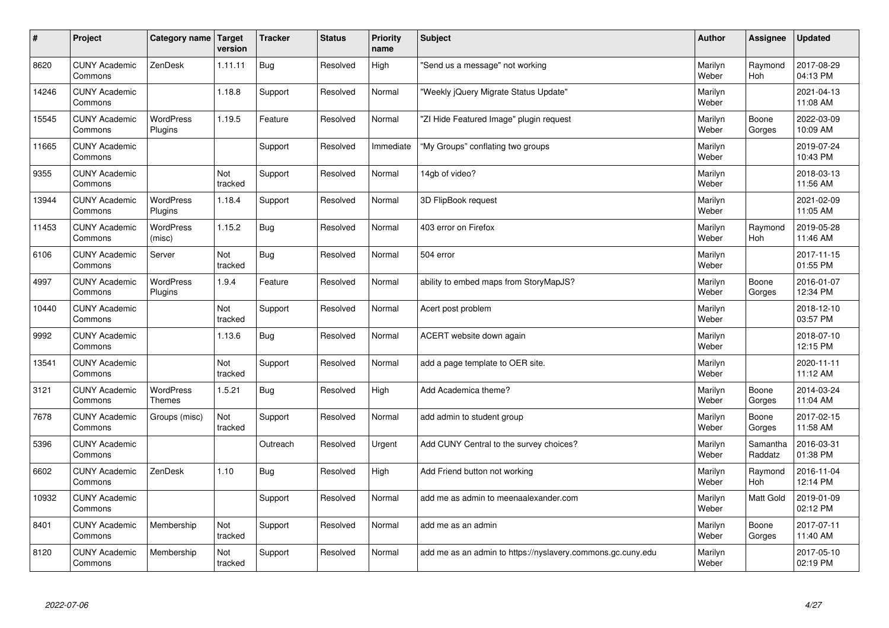| # | Project | Category name | Target version | Tracker | Status | Priority name | Subject | Author | Assignee | Updated |
|---|---|---|---|---|---|---|---|---|---|---|
| 8620 | CUNY Academic Commons | ZenDesk | 1.11.11 | Bug | Resolved | High | "Send us a message" not working | Marilyn Weber | Raymond Hoh | 2017-08-29 04:13 PM |
| 14246 | CUNY Academic Commons | | 1.18.8 | Support | Resolved | Normal | "Weekly jQuery Migrate Status Update" | Marilyn Weber | | 2021-04-13 11:08 AM |
| 15545 | CUNY Academic Commons | WordPress Plugins | 1.19.5 | Feature | Resolved | Normal | "ZI Hide Featured Image" plugin request | Marilyn Weber | Boone Gorges | 2022-03-09 10:09 AM |
| 11665 | CUNY Academic Commons | | | Support | Resolved | Immediate | "My Groups" conflating two groups | Marilyn Weber | | 2019-07-24 10:43 PM |
| 9355 | CUNY Academic Commons | | Not tracked | Support | Resolved | Normal | 14gb of video? | Marilyn Weber | | 2018-03-13 11:56 AM |
| 13944 | CUNY Academic Commons | WordPress Plugins | 1.18.4 | Support | Resolved | Normal | 3D FlipBook request | Marilyn Weber | | 2021-02-09 11:05 AM |
| 11453 | CUNY Academic Commons | WordPress (misc) | 1.15.2 | Bug | Resolved | Normal | 403 error on Firefox | Marilyn Weber | Raymond Hoh | 2019-05-28 11:46 AM |
| 6106 | CUNY Academic Commons | Server | Not tracked | Bug | Resolved | Normal | 504 error | Marilyn Weber | | 2017-11-15 01:55 PM |
| 4997 | CUNY Academic Commons | WordPress Plugins | 1.9.4 | Feature | Resolved | Normal | ability to embed maps from StoryMapJS? | Marilyn Weber | Boone Gorges | 2016-01-07 12:34 PM |
| 10440 | CUNY Academic Commons | | Not tracked | Support | Resolved | Normal | Acert post problem | Marilyn Weber | | 2018-12-10 03:57 PM |
| 9992 | CUNY Academic Commons | | 1.13.6 | Bug | Resolved | Normal | ACERT website down again | Marilyn Weber | | 2018-07-10 12:15 PM |
| 13541 | CUNY Academic Commons | | Not tracked | Support | Resolved | Normal | add a page template to OER site. | Marilyn Weber | | 2020-11-11 11:12 AM |
| 3121 | CUNY Academic Commons | WordPress Themes | 1.5.21 | Bug | Resolved | High | Add Academica theme? | Marilyn Weber | Boone Gorges | 2014-03-24 11:04 AM |
| 7678 | CUNY Academic Commons | Groups (misc) | Not tracked | Support | Resolved | Normal | add admin to student group | Marilyn Weber | Boone Gorges | 2017-02-15 11:58 AM |
| 5396 | CUNY Academic Commons | | | Outreach | Resolved | Urgent | Add CUNY Central to the survey choices? | Marilyn Weber | Samantha Raddatz | 2016-03-31 01:38 PM |
| 6602 | CUNY Academic Commons | ZenDesk | 1.10 | Bug | Resolved | High | Add Friend button not working | Marilyn Weber | Raymond Hoh | 2016-11-04 12:14 PM |
| 10932 | CUNY Academic Commons | | | Support | Resolved | Normal | add me as admin to meenaalexander.com | Marilyn Weber | Matt Gold | 2019-01-09 02:12 PM |
| 8401 | CUNY Academic Commons | Membership | Not tracked | Support | Resolved | Normal | add me as an admin | Marilyn Weber | Boone Gorges | 2017-07-11 11:40 AM |
| 8120 | CUNY Academic Commons | Membership | Not tracked | Support | Resolved | Normal | add me as an admin to https://nyslavery.commons.gc.cuny.edu | Marilyn Weber | | 2017-05-10 02:19 PM |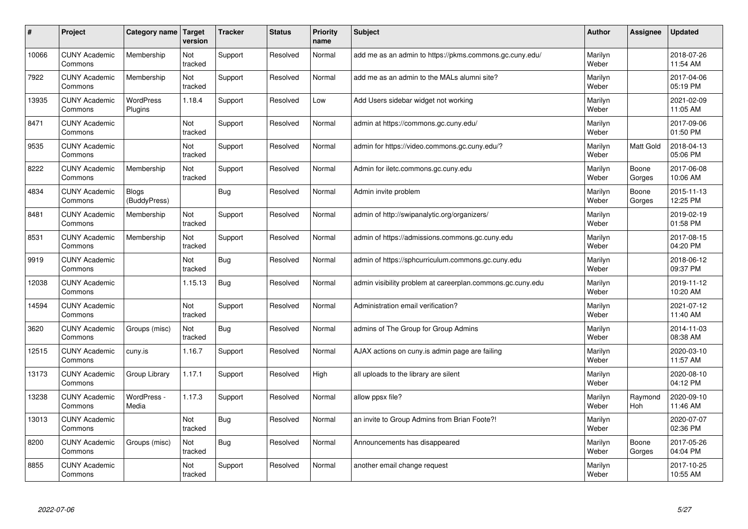| # | Project | Category name | Target version | Tracker | Status | Priority name | Subject | Author | Assignee | Updated |
|---|---|---|---|---|---|---|---|---|---|---|
| 10066 | CUNY Academic Commons | Membership | Not tracked | Support | Resolved | Normal | add me as an admin to https://pkms.commons.gc.cuny.edu/ | Marilyn Weber | | 2018-07-26 11:54 AM |
| 7922 | CUNY Academic Commons | Membership | Not tracked | Support | Resolved | Normal | add me as an admin to the MALs alumni site? | Marilyn Weber | | 2017-04-06 05:19 PM |
| 13935 | CUNY Academic Commons | WordPress Plugins | 1.18.4 | Support | Resolved | Low | Add Users sidebar widget not working | Marilyn Weber | | 2021-02-09 11:05 AM |
| 8471 | CUNY Academic Commons | | Not tracked | Support | Resolved | Normal | admin at https://commons.gc.cuny.edu/ | Marilyn Weber | | 2017-09-06 01:50 PM |
| 9535 | CUNY Academic Commons | | Not tracked | Support | Resolved | Normal | admin for https://video.commons.gc.cuny.edu/? | Marilyn Weber | Matt Gold | 2018-04-13 05:06 PM |
| 8222 | CUNY Academic Commons | Membership | Not tracked | Support | Resolved | Normal | Admin for iletc.commons.gc.cuny.edu | Marilyn Weber | Boone Gorges | 2017-06-08 10:06 AM |
| 4834 | CUNY Academic Commons | Blogs (BuddyPress) | | Bug | Resolved | Normal | Admin invite problem | Marilyn Weber | Boone Gorges | 2015-11-13 12:25 PM |
| 8481 | CUNY Academic Commons | Membership | Not tracked | Support | Resolved | Normal | admin of http://swipanalytic.org/organizers/ | Marilyn Weber | | 2019-02-19 01:58 PM |
| 8531 | CUNY Academic Commons | Membership | Not tracked | Support | Resolved | Normal | admin of https://admissions.commons.gc.cuny.edu | Marilyn Weber | | 2017-08-15 04:20 PM |
| 9919 | CUNY Academic Commons | | Not tracked | Bug | Resolved | Normal | admin of https://sphcurriculum.commons.gc.cuny.edu | Marilyn Weber | | 2018-06-12 09:37 PM |
| 12038 | CUNY Academic Commons | | 1.15.13 | Bug | Resolved | Normal | admin visibility problem at careerplan.commons.gc.cuny.edu | Marilyn Weber | | 2019-11-12 10:20 AM |
| 14594 | CUNY Academic Commons | | Not tracked | Support | Resolved | Normal | Administration email verification? | Marilyn Weber | | 2021-07-12 11:40 AM |
| 3620 | CUNY Academic Commons | Groups (misc) | Not tracked | Bug | Resolved | Normal | admins of The Group for Group Admins | Marilyn Weber | | 2014-11-03 08:38 AM |
| 12515 | CUNY Academic Commons | cuny.is | 1.16.7 | Support | Resolved | Normal | AJAX actions on cuny.is admin page are failing | Marilyn Weber | | 2020-03-10 11:57 AM |
| 13173 | CUNY Academic Commons | Group Library | 1.17.1 | Support | Resolved | High | all uploads to the library are silent | Marilyn Weber | | 2020-08-10 04:12 PM |
| 13238 | CUNY Academic Commons | WordPress - Media | 1.17.3 | Support | Resolved | Normal | allow ppsx file? | Marilyn Weber | Raymond Hoh | 2020-09-10 11:46 AM |
| 13013 | CUNY Academic Commons | | Not tracked | Bug | Resolved | Normal | an invite to Group Admins from Brian Foote?! | Marilyn Weber | | 2020-07-07 02:36 PM |
| 8200 | CUNY Academic Commons | Groups (misc) | Not tracked | Bug | Resolved | Normal | Announcements has disappeared | Marilyn Weber | Boone Gorges | 2017-05-26 04:04 PM |
| 8855 | CUNY Academic Commons | | Not tracked | Support | Resolved | Normal | another email change request | Marilyn Weber | | 2017-10-25 10:55 AM |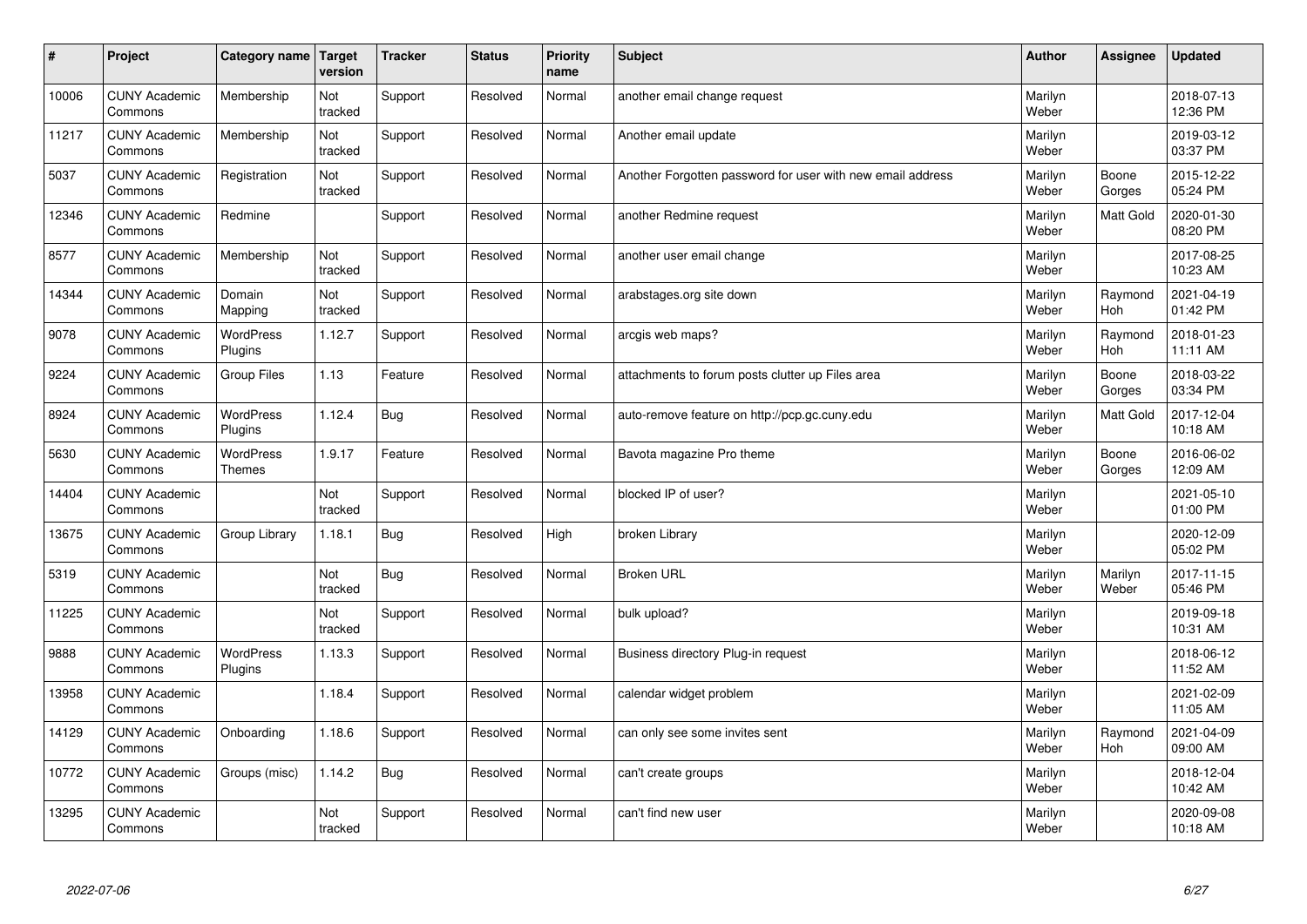| # | Project | Category name | Target version | Tracker | Status | Priority name | Subject | Author | Assignee | Updated |
|---|---|---|---|---|---|---|---|---|---|---|
| 10006 | CUNY Academic Commons | Membership | Not tracked | Support | Resolved | Normal | another email change request | Marilyn Weber | | 2018-07-13 12:36 PM |
| 11217 | CUNY Academic Commons | Membership | Not tracked | Support | Resolved | Normal | Another email update | Marilyn Weber | | 2019-03-12 03:37 PM |
| 5037 | CUNY Academic Commons | Registration | Not tracked | Support | Resolved | Normal | Another Forgotten password for user with new email address | Marilyn Weber | Boone Gorges | 2015-12-22 05:24 PM |
| 12346 | CUNY Academic Commons | Redmine | | Support | Resolved | Normal | another Redmine request | Marilyn Weber | Matt Gold | 2020-01-30 08:20 PM |
| 8577 | CUNY Academic Commons | Membership | Not tracked | Support | Resolved | Normal | another user email change | Marilyn Weber | | 2017-08-25 10:23 AM |
| 14344 | CUNY Academic Commons | Domain Mapping | Not tracked | Support | Resolved | Normal | arabstages.org site down | Marilyn Weber | Raymond Hoh | 2021-04-19 01:42 PM |
| 9078 | CUNY Academic Commons | WordPress Plugins | 1.12.7 | Support | Resolved | Normal | arcgis web maps? | Marilyn Weber | Raymond Hoh | 2018-01-23 11:11 AM |
| 9224 | CUNY Academic Commons | Group Files | 1.13 | Feature | Resolved | Normal | attachments to forum posts clutter up Files area | Marilyn Weber | Boone Gorges | 2018-03-22 03:34 PM |
| 8924 | CUNY Academic Commons | WordPress Plugins | 1.12.4 | Bug | Resolved | Normal | auto-remove feature on http://pcp.gc.cuny.edu | Marilyn Weber | Matt Gold | 2017-12-04 10:18 AM |
| 5630 | CUNY Academic Commons | WordPress Themes | 1.9.17 | Feature | Resolved | Normal | Bavota magazine Pro theme | Marilyn Weber | Boone Gorges | 2016-06-02 12:09 AM |
| 14404 | CUNY Academic Commons | | Not tracked | Support | Resolved | Normal | blocked IP of user? | Marilyn Weber | | 2021-05-10 01:00 PM |
| 13675 | CUNY Academic Commons | Group Library | 1.18.1 | Bug | Resolved | High | broken Library | Marilyn Weber | | 2020-12-09 05:02 PM |
| 5319 | CUNY Academic Commons | | Not tracked | Bug | Resolved | Normal | Broken URL | Marilyn Weber | Marilyn Weber | 2017-11-15 05:46 PM |
| 11225 | CUNY Academic Commons | | Not tracked | Support | Resolved | Normal | bulk upload? | Marilyn Weber | | 2019-09-18 10:31 AM |
| 9888 | CUNY Academic Commons | WordPress Plugins | 1.13.3 | Support | Resolved | Normal | Business directory Plug-in request | Marilyn Weber | | 2018-06-12 11:52 AM |
| 13958 | CUNY Academic Commons | | 1.18.4 | Support | Resolved | Normal | calendar widget problem | Marilyn Weber | | 2021-02-09 11:05 AM |
| 14129 | CUNY Academic Commons | Onboarding | 1.18.6 | Support | Resolved | Normal | can only see some invites sent | Marilyn Weber | Raymond Hoh | 2021-04-09 09:00 AM |
| 10772 | CUNY Academic Commons | Groups (misc) | 1.14.2 | Bug | Resolved | Normal | can't create groups | Marilyn Weber | | 2018-12-04 10:42 AM |
| 13295 | CUNY Academic Commons | | Not tracked | Support | Resolved | Normal | can't find new user | Marilyn Weber | | 2020-09-08 10:18 AM |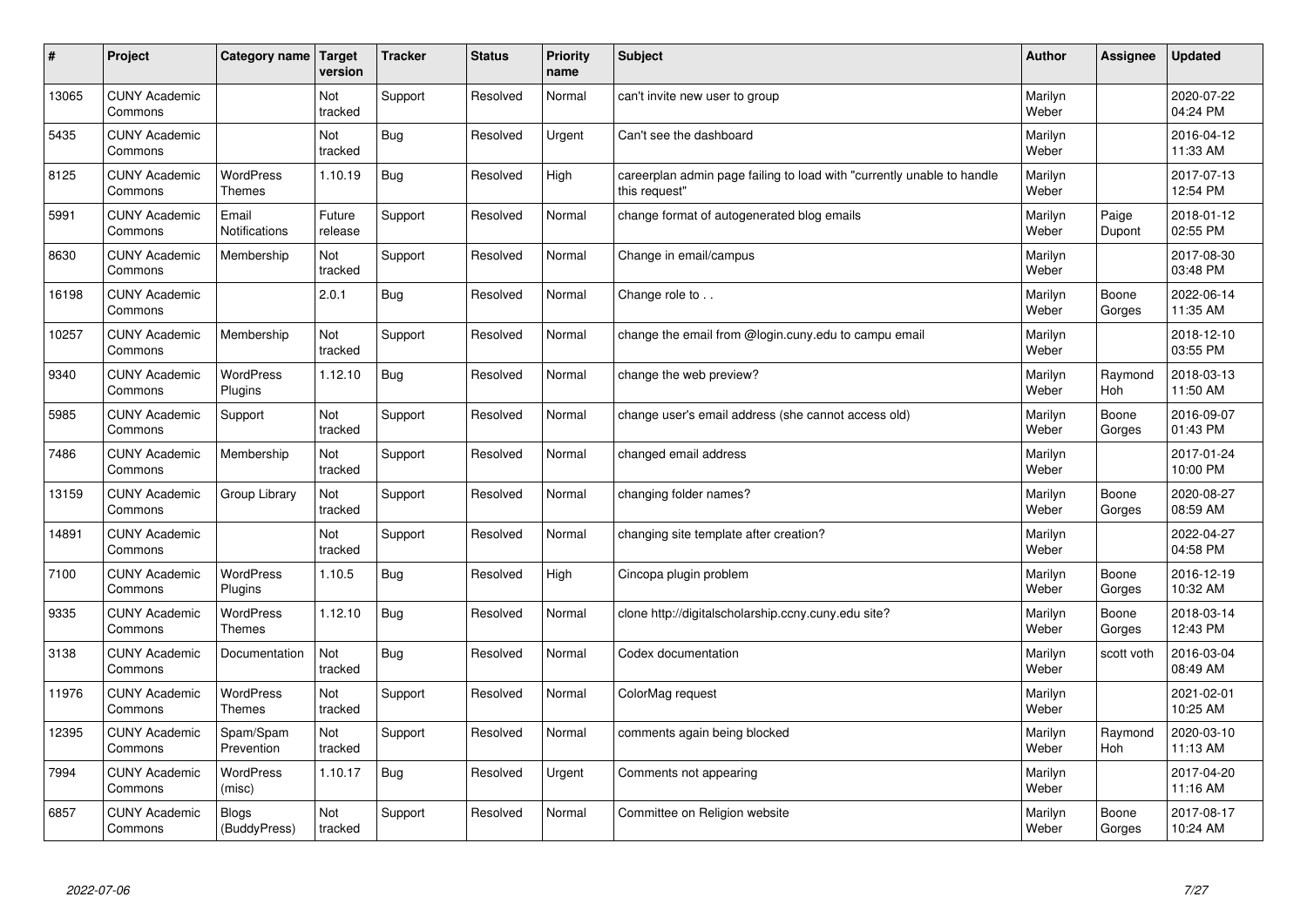| # | Project | Category name | Target version | Tracker | Status | Priority name | Subject | Author | Assignee | Updated |
|---|---|---|---|---|---|---|---|---|---|---|
| 13065 | CUNY Academic Commons | | Not tracked | Support | Resolved | Normal | can't invite new user to group | Marilyn Weber | | 2020-07-22 04:24 PM |
| 5435 | CUNY Academic Commons | | Not tracked | Bug | Resolved | Urgent | Can't see the dashboard | Marilyn Weber | | 2016-04-12 11:33 AM |
| 8125 | CUNY Academic Commons | WordPress Themes | 1.10.19 | Bug | Resolved | High | careerplan admin page failing to load with "currently unable to handle this request" | Marilyn Weber | | 2017-07-13 12:54 PM |
| 5991 | CUNY Academic Commons | Email Notifications | Future release | Support | Resolved | Normal | change format of autogenerated blog emails | Marilyn Weber | Paige Dupont | 2018-01-12 02:55 PM |
| 8630 | CUNY Academic Commons | Membership | Not tracked | Support | Resolved | Normal | Change in email/campus | Marilyn Weber | | 2017-08-30 03:48 PM |
| 16198 | CUNY Academic Commons | | 2.0.1 | Bug | Resolved | Normal | Change role to . . | Marilyn Weber | Boone Gorges | 2022-06-14 11:35 AM |
| 10257 | CUNY Academic Commons | Membership | Not tracked | Support | Resolved | Normal | change the email from @login.cuny.edu to campu email | Marilyn Weber | | 2018-12-10 03:55 PM |
| 9340 | CUNY Academic Commons | WordPress Plugins | 1.12.10 | Bug | Resolved | Normal | change the web preview? | Marilyn Weber | Raymond Hoh | 2018-03-13 11:50 AM |
| 5985 | CUNY Academic Commons | Support | Not tracked | Support | Resolved | Normal | change user's email address (she cannot access old) | Marilyn Weber | Boone Gorges | 2016-09-07 01:43 PM |
| 7486 | CUNY Academic Commons | Membership | Not tracked | Support | Resolved | Normal | changed email address | Marilyn Weber | | 2017-01-24 10:00 PM |
| 13159 | CUNY Academic Commons | Group Library | Not tracked | Support | Resolved | Normal | changing folder names? | Marilyn Weber | Boone Gorges | 2020-08-27 08:59 AM |
| 14891 | CUNY Academic Commons | | Not tracked | Support | Resolved | Normal | changing site template after creation? | Marilyn Weber | | 2022-04-27 04:58 PM |
| 7100 | CUNY Academic Commons | WordPress Plugins | 1.10.5 | Bug | Resolved | High | Cincopa plugin problem | Marilyn Weber | Boone Gorges | 2016-12-19 10:32 AM |
| 9335 | CUNY Academic Commons | WordPress Themes | 1.12.10 | Bug | Resolved | Normal | clone http://digitalscholarship.ccny.cuny.edu site? | Marilyn Weber | Boone Gorges | 2018-03-14 12:43 PM |
| 3138 | CUNY Academic Commons | Documentation | Not tracked | Bug | Resolved | Normal | Codex documentation | Marilyn Weber | scott voth | 2016-03-04 08:49 AM |
| 11976 | CUNY Academic Commons | WordPress Themes | Not tracked | Support | Resolved | Normal | ColorMag request | Marilyn Weber | | 2021-02-01 10:25 AM |
| 12395 | CUNY Academic Commons | Spam/Spam Prevention | Not tracked | Support | Resolved | Normal | comments again being blocked | Marilyn Weber | Raymond Hoh | 2020-03-10 11:13 AM |
| 7994 | CUNY Academic Commons | WordPress (misc) | 1.10.17 | Bug | Resolved | Urgent | Comments not appearing | Marilyn Weber | | 2017-04-20 11:16 AM |
| 6857 | CUNY Academic Commons | Blogs (BuddyPress) | Not tracked | Support | Resolved | Normal | Committee on Religion website | Marilyn Weber | Boone Gorges | 2017-08-17 10:24 AM |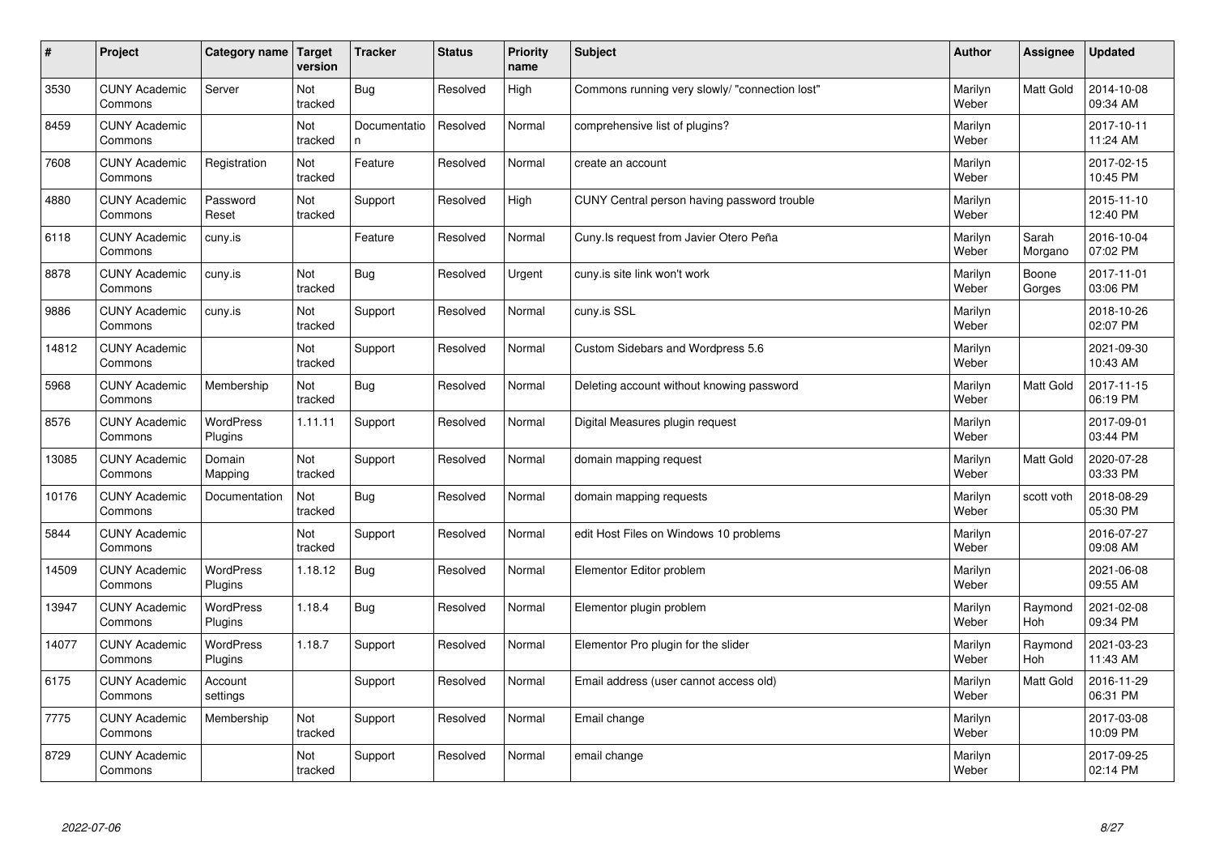| # | Project | Category name | Target version | Tracker | Status | Priority name | Subject | Author | Assignee | Updated |
|---|---|---|---|---|---|---|---|---|---|---|
| 3530 | CUNY Academic Commons | Server | Not tracked | Bug | Resolved | High | Commons running very slowly/ "connection lost" | Marilyn Weber | Matt Gold | 2014-10-08 09:34 AM |
| 8459 | CUNY Academic Commons | | Not tracked | Documentation | Resolved | Normal | comprehensive list of plugins? | Marilyn Weber | | 2017-10-11 11:24 AM |
| 7608 | CUNY Academic Commons | Registration | Not tracked | Feature | Resolved | Normal | create an account | Marilyn Weber | | 2017-02-15 10:45 PM |
| 4880 | CUNY Academic Commons | Password Reset | Not tracked | Support | Resolved | High | CUNY Central person having password trouble | Marilyn Weber | | 2015-11-10 12:40 PM |
| 6118 | CUNY Academic Commons | cuny.is | | Feature | Resolved | Normal | Cuny.Is request from Javier Otero Peña | Marilyn Weber | Sarah Morgano | 2016-10-04 07:02 PM |
| 8878 | CUNY Academic Commons | cuny.is | Not tracked | Bug | Resolved | Urgent | cuny.is site link won't work | Marilyn Weber | Boone Gorges | 2017-11-01 03:06 PM |
| 9886 | CUNY Academic Commons | cuny.is | Not tracked | Support | Resolved | Normal | cuny.is SSL | Marilyn Weber | | 2018-10-26 02:07 PM |
| 14812 | CUNY Academic Commons | | Not tracked | Support | Resolved | Normal | Custom Sidebars and Wordpress 5.6 | Marilyn Weber | | 2021-09-30 10:43 AM |
| 5968 | CUNY Academic Commons | Membership | Not tracked | Bug | Resolved | Normal | Deleting account without knowing password | Marilyn Weber | Matt Gold | 2017-11-15 06:19 PM |
| 8576 | CUNY Academic Commons | WordPress Plugins | 1.11.11 | Support | Resolved | Normal | Digital Measures plugin request | Marilyn Weber | | 2017-09-01 03:44 PM |
| 13085 | CUNY Academic Commons | Domain Mapping | Not tracked | Support | Resolved | Normal | domain mapping request | Marilyn Weber | Matt Gold | 2020-07-28 03:33 PM |
| 10176 | CUNY Academic Commons | Documentation | Not tracked | Bug | Resolved | Normal | domain mapping requests | Marilyn Weber | scott voth | 2018-08-29 05:30 PM |
| 5844 | CUNY Academic Commons | | Not tracked | Support | Resolved | Normal | edit Host Files on Windows 10 problems | Marilyn Weber | | 2016-07-27 09:08 AM |
| 14509 | CUNY Academic Commons | WordPress Plugins | 1.18.12 | Bug | Resolved | Normal | Elementor Editor problem | Marilyn Weber | | 2021-06-08 09:55 AM |
| 13947 | CUNY Academic Commons | WordPress Plugins | 1.18.4 | Bug | Resolved | Normal | Elementor plugin problem | Marilyn Weber | Raymond Hoh | 2021-02-08 09:34 PM |
| 14077 | CUNY Academic Commons | WordPress Plugins | 1.18.7 | Support | Resolved | Normal | Elementor Pro plugin for the slider | Marilyn Weber | Raymond Hoh | 2021-03-23 11:43 AM |
| 6175 | CUNY Academic Commons | Account settings | | Support | Resolved | Normal | Email address (user cannot access old) | Marilyn Weber | Matt Gold | 2016-11-29 06:31 PM |
| 7775 | CUNY Academic Commons | Membership | Not tracked | Support | Resolved | Normal | Email change | Marilyn Weber | | 2017-03-08 10:09 PM |
| 8729 | CUNY Academic Commons | | Not tracked | Support | Resolved | Normal | email change | Marilyn Weber | | 2017-09-25 02:14 PM |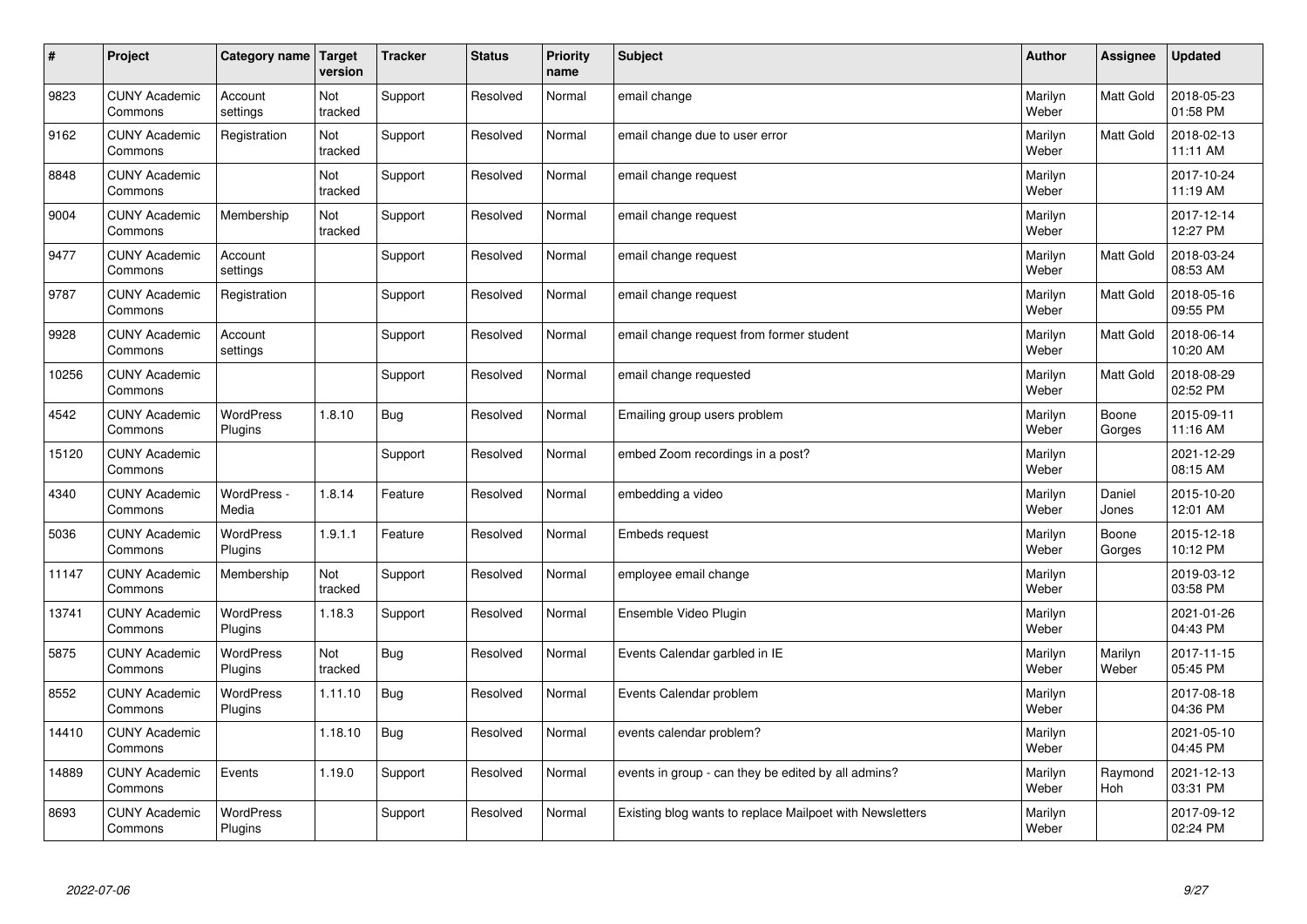| # | Project | Category name | Target version | Tracker | Status | Priority name | Subject | Author | Assignee | Updated |
|---|---|---|---|---|---|---|---|---|---|---|
| 9823 | CUNY Academic Commons | Account settings | Not tracked | Support | Resolved | Normal | email change | Marilyn Weber | Matt Gold | 2018-05-23 01:58 PM |
| 9162 | CUNY Academic Commons | Registration | Not tracked | Support | Resolved | Normal | email change due to user error | Marilyn Weber | Matt Gold | 2018-02-13 11:11 AM |
| 8848 | CUNY Academic Commons | | Not tracked | Support | Resolved | Normal | email change request | Marilyn Weber | | 2017-10-24 11:19 AM |
| 9004 | CUNY Academic Commons | Membership | Not tracked | Support | Resolved | Normal | email change request | Marilyn Weber | | 2017-12-14 12:27 PM |
| 9477 | CUNY Academic Commons | Account settings | | Support | Resolved | Normal | email change request | Marilyn Weber | Matt Gold | 2018-03-24 08:53 AM |
| 9787 | CUNY Academic Commons | Registration | | Support | Resolved | Normal | email change request | Marilyn Weber | Matt Gold | 2018-05-16 09:55 PM |
| 9928 | CUNY Academic Commons | Account settings | | Support | Resolved | Normal | email change request from former student | Marilyn Weber | Matt Gold | 2018-06-14 10:20 AM |
| 10256 | CUNY Academic Commons | | | Support | Resolved | Normal | email change requested | Marilyn Weber | Matt Gold | 2018-08-29 02:52 PM |
| 4542 | CUNY Academic Commons | WordPress Plugins | 1.8.10 | Bug | Resolved | Normal | Emailing group users problem | Marilyn Weber | Boone Gorges | 2015-09-11 11:16 AM |
| 15120 | CUNY Academic Commons | | | Support | Resolved | Normal | embed Zoom recordings in a post? | Marilyn Weber | | 2021-12-29 08:15 AM |
| 4340 | CUNY Academic Commons | WordPress - Media | 1.8.14 | Feature | Resolved | Normal | embedding a video | Marilyn Weber | Daniel Jones | 2015-10-20 12:01 AM |
| 5036 | CUNY Academic Commons | WordPress Plugins | 1.9.1.1 | Feature | Resolved | Normal | Embeds request | Marilyn Weber | Boone Gorges | 2015-12-18 10:12 PM |
| 11147 | CUNY Academic Commons | Membership | Not tracked | Support | Resolved | Normal | employee email change | Marilyn Weber | | 2019-03-12 03:58 PM |
| 13741 | CUNY Academic Commons | WordPress Plugins | 1.18.3 | Support | Resolved | Normal | Ensemble Video Plugin | Marilyn Weber | | 2021-01-26 04:43 PM |
| 5875 | CUNY Academic Commons | WordPress Plugins | Not tracked | Bug | Resolved | Normal | Events Calendar garbled in IE | Marilyn Weber | Marilyn Weber | 2017-11-15 05:45 PM |
| 8552 | CUNY Academic Commons | WordPress Plugins | 1.11.10 | Bug | Resolved | Normal | Events Calendar problem | Marilyn Weber | | 2017-08-18 04:36 PM |
| 14410 | CUNY Academic Commons | | 1.18.10 | Bug | Resolved | Normal | events calendar problem? | Marilyn Weber | | 2021-05-10 04:45 PM |
| 14889 | CUNY Academic Commons | Events | 1.19.0 | Support | Resolved | Normal | events in group - can they be edited by all admins? | Marilyn Weber | Raymond Hoh | 2021-12-13 03:31 PM |
| 8693 | CUNY Academic Commons | WordPress Plugins | | Support | Resolved | Normal | Existing blog wants to replace Mailpoet with Newsletters | Marilyn Weber | | 2017-09-12 02:24 PM |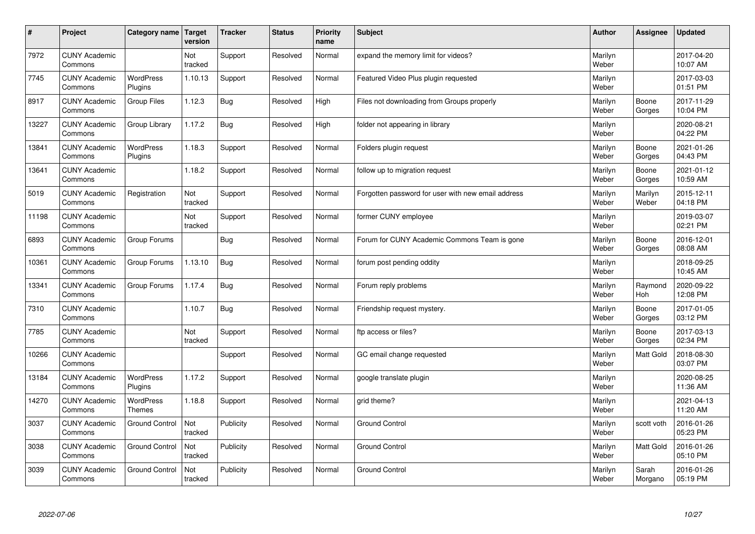| # | Project | Category name | Target version | Tracker | Status | Priority name | Subject | Author | Assignee | Updated |
|---|---|---|---|---|---|---|---|---|---|---|
| 7972 | CUNY Academic Commons | | Not tracked | Support | Resolved | Normal | expand the memory limit for videos? | Marilyn Weber | | 2017-04-20 10:07 AM |
| 7745 | CUNY Academic Commons | WordPress Plugins | 1.10.13 | Support | Resolved | Normal | Featured Video Plus plugin requested | Marilyn Weber | | 2017-03-03 01:51 PM |
| 8917 | CUNY Academic Commons | Group Files | 1.12.3 | Bug | Resolved | High | Files not downloading from Groups properly | Marilyn Weber | Boone Gorges | 2017-11-29 10:04 PM |
| 13227 | CUNY Academic Commons | Group Library | 1.17.2 | Bug | Resolved | High | folder not appearing in library | Marilyn Weber | | 2020-08-21 04:22 PM |
| 13841 | CUNY Academic Commons | WordPress Plugins | 1.18.3 | Support | Resolved | Normal | Folders plugin request | Marilyn Weber | Boone Gorges | 2021-01-26 04:43 PM |
| 13641 | CUNY Academic Commons | | 1.18.2 | Support | Resolved | Normal | follow up to migration request | Marilyn Weber | Boone Gorges | 2021-01-12 10:59 AM |
| 5019 | CUNY Academic Commons | Registration | Not tracked | Support | Resolved | Normal | Forgotten password for user with new email address | Marilyn Weber | Marilyn Weber | 2015-12-11 04:18 PM |
| 11198 | CUNY Academic Commons | | Not tracked | Support | Resolved | Normal | former CUNY employee | Marilyn Weber | | 2019-03-07 02:21 PM |
| 6893 | CUNY Academic Commons | Group Forums | | Bug | Resolved | Normal | Forum for CUNY Academic Commons Team is gone | Marilyn Weber | Boone Gorges | 2016-12-01 08:08 AM |
| 10361 | CUNY Academic Commons | Group Forums | 1.13.10 | Bug | Resolved | Normal | forum post pending oddity | Marilyn Weber | | 2018-09-25 10:45 AM |
| 13341 | CUNY Academic Commons | Group Forums | 1.17.4 | Bug | Resolved | Normal | Forum reply problems | Marilyn Weber | Raymond Hoh | 2020-09-22 12:08 PM |
| 7310 | CUNY Academic Commons | | 1.10.7 | Bug | Resolved | Normal | Friendship request mystery. | Marilyn Weber | Boone Gorges | 2017-01-05 03:12 PM |
| 7785 | CUNY Academic Commons | | Not tracked | Support | Resolved | Normal | ftp access or files? | Marilyn Weber | Boone Gorges | 2017-03-13 02:34 PM |
| 10266 | CUNY Academic Commons | | | Support | Resolved | Normal | GC email change requested | Marilyn Weber | Matt Gold | 2018-08-30 03:07 PM |
| 13184 | CUNY Academic Commons | WordPress Plugins | 1.17.2 | Support | Resolved | Normal | google translate plugin | Marilyn Weber | | 2020-08-25 11:36 AM |
| 14270 | CUNY Academic Commons | WordPress Themes | 1.18.8 | Support | Resolved | Normal | grid theme? | Marilyn Weber | | 2021-04-13 11:20 AM |
| 3037 | CUNY Academic Commons | Ground Control | Not tracked | Publicity | Resolved | Normal | Ground Control | Marilyn Weber | scott voth | 2016-01-26 05:23 PM |
| 3038 | CUNY Academic Commons | Ground Control | Not tracked | Publicity | Resolved | Normal | Ground Control | Marilyn Weber | Matt Gold | 2016-01-26 05:10 PM |
| 3039 | CUNY Academic Commons | Ground Control | Not tracked | Publicity | Resolved | Normal | Ground Control | Marilyn Weber | Sarah Morgano | 2016-01-26 05:19 PM |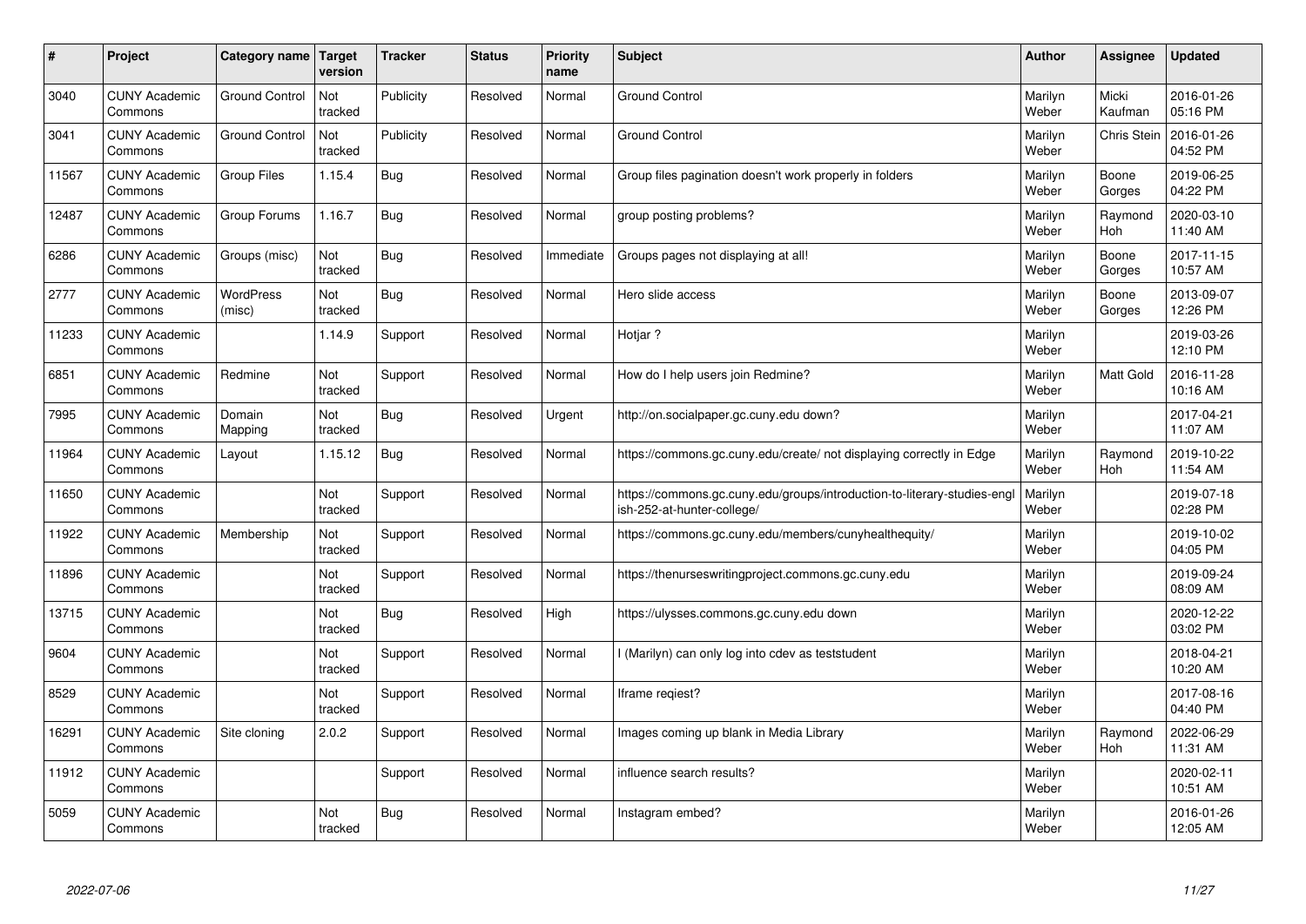| # | Project | Category name | Target version | Tracker | Status | Priority name | Subject | Author | Assignee | Updated |
|---|---|---|---|---|---|---|---|---|---|---|
| 3040 | CUNY Academic Commons | Ground Control | Not tracked | Publicity | Resolved | Normal | Ground Control | Marilyn Weber | Micki Kaufman | 2016-01-26 05:16 PM |
| 3041 | CUNY Academic Commons | Ground Control | Not tracked | Publicity | Resolved | Normal | Ground Control | Marilyn Weber | Chris Stein | 2016-01-26 04:52 PM |
| 11567 | CUNY Academic Commons | Group Files | 1.15.4 | Bug | Resolved | Normal | Group files pagination doesn't work properly in folders | Marilyn Weber | Boone Gorges | 2019-06-25 04:22 PM |
| 12487 | CUNY Academic Commons | Group Forums | 1.16.7 | Bug | Resolved | Normal | group posting problems? | Marilyn Weber | Raymond Hoh | 2020-03-10 11:40 AM |
| 6286 | CUNY Academic Commons | Groups (misc) | Not tracked | Bug | Resolved | Immediate | Groups pages not displaying at all! | Marilyn Weber | Boone Gorges | 2017-11-15 10:57 AM |
| 2777 | CUNY Academic Commons | WordPress (misc) | Not tracked | Bug | Resolved | Normal | Hero slide access | Marilyn Weber | Boone Gorges | 2013-09-07 12:26 PM |
| 11233 | CUNY Academic Commons | | 1.14.9 | Support | Resolved | Normal | Hotjar ? | Marilyn Weber | | 2019-03-26 12:10 PM |
| 6851 | CUNY Academic Commons | Redmine | Not tracked | Support | Resolved | Normal | How do I help users join Redmine? | Marilyn Weber | Matt Gold | 2016-11-28 10:16 AM |
| 7995 | CUNY Academic Commons | Domain Mapping | Not tracked | Bug | Resolved | Urgent | http://on.socialpaper.gc.cuny.edu down? | Marilyn Weber | | 2017-04-21 11:07 AM |
| 11964 | CUNY Academic Commons | Layout | 1.15.12 | Bug | Resolved | Normal | https://commons.gc.cuny.edu/create/ not displaying correctly in Edge | Marilyn Weber | Raymond Hoh | 2019-10-22 11:54 AM |
| 11650 | CUNY Academic Commons | | Not tracked | Support | Resolved | Normal | https://commons.gc.cuny.edu/groups/introduction-to-literary-studies-english-252-at-hunter-college/ | Marilyn Weber | | 2019-07-18 02:28 PM |
| 11922 | CUNY Academic Commons | Membership | Not tracked | Support | Resolved | Normal | https://commons.gc.cuny.edu/members/cunyhealthequity/ | Marilyn Weber | | 2019-10-02 04:05 PM |
| 11896 | CUNY Academic Commons | | Not tracked | Support | Resolved | Normal | https://thenurseswritingproject.commons.gc.cuny.edu | Marilyn Weber | | 2019-09-24 08:09 AM |
| 13715 | CUNY Academic Commons | | Not tracked | Bug | Resolved | High | https://ulysses.commons.gc.cuny.edu down | Marilyn Weber | | 2020-12-22 03:02 PM |
| 9604 | CUNY Academic Commons | | Not tracked | Support | Resolved | Normal | I (Marilyn) can only log into cdev as teststudent | Marilyn Weber | | 2018-04-21 10:20 AM |
| 8529 | CUNY Academic Commons | | Not tracked | Support | Resolved | Normal | Iframe reqiest? | Marilyn Weber | | 2017-08-16 04:40 PM |
| 16291 | CUNY Academic Commons | Site cloning | 2.0.2 | Support | Resolved | Normal | Images coming up blank in Media Library | Marilyn Weber | Raymond Hoh | 2022-06-29 11:31 AM |
| 11912 | CUNY Academic Commons | | | Support | Resolved | Normal | influence search results? | Marilyn Weber | | 2020-02-11 10:51 AM |
| 5059 | CUNY Academic Commons | | Not tracked | Bug | Resolved | Normal | Instagram embed? | Marilyn Weber | | 2016-01-26 12:05 AM |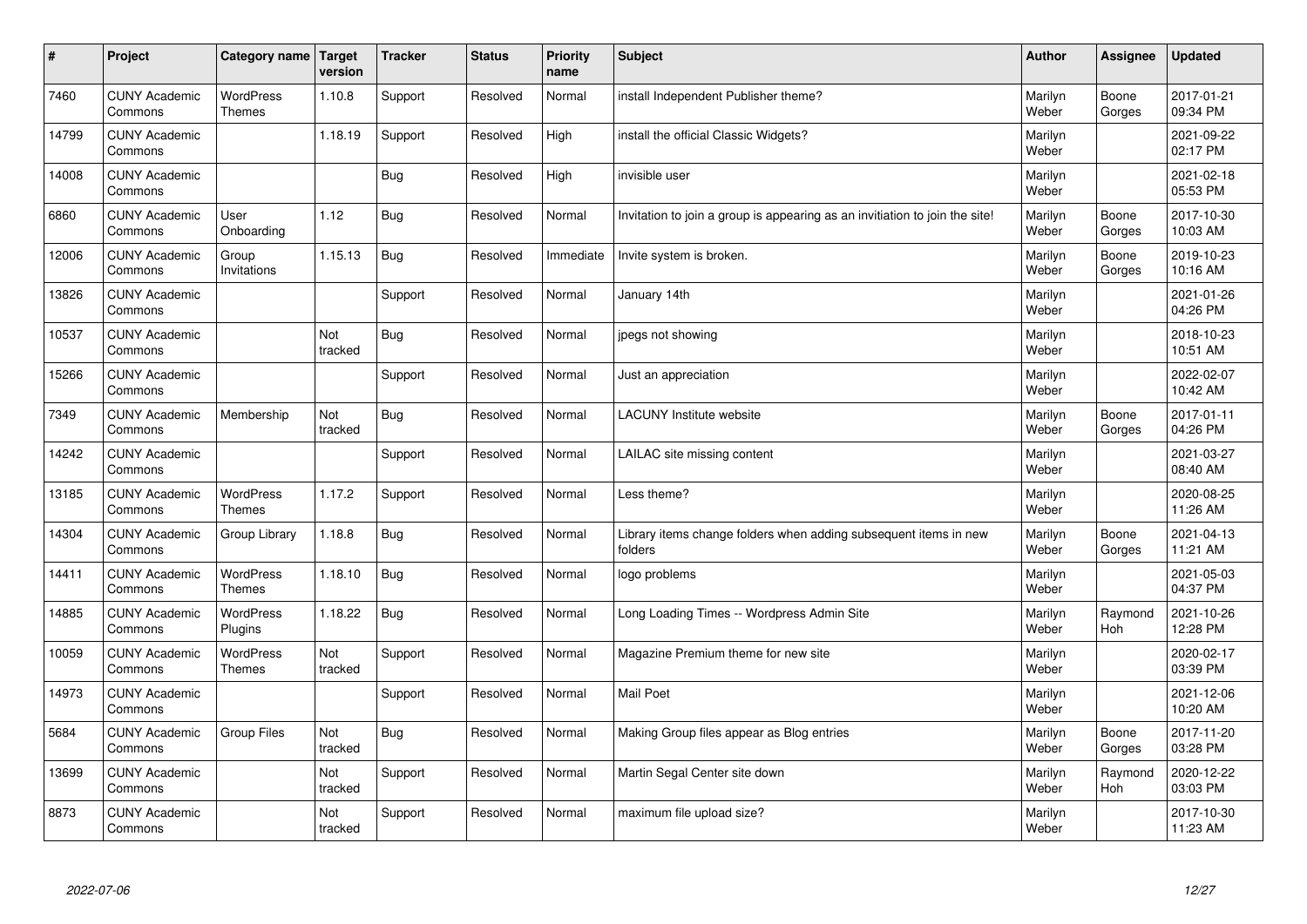| # | Project | Category name | Target version | Tracker | Status | Priority name | Subject | Author | Assignee | Updated |
|---|---|---|---|---|---|---|---|---|---|---|
| 7460 | CUNY Academic Commons | WordPress Themes | 1.10.8 | Support | Resolved | Normal | install Independent Publisher theme? | Marilyn Weber | Boone Gorges | 2017-01-21 09:34 PM |
| 14799 | CUNY Academic Commons | | 1.18.19 | Support | Resolved | High | install the official Classic Widgets? | Marilyn Weber | | 2021-09-22 02:17 PM |
| 14008 | CUNY Academic Commons | | | Bug | Resolved | High | invisible user | Marilyn Weber | | 2021-02-18 05:53 PM |
| 6860 | CUNY Academic Commons | User Onboarding | 1.12 | Bug | Resolved | Normal | Invitation to join a group is appearing as an invitiation to join the site! | Marilyn Weber | Boone Gorges | 2017-10-30 10:03 AM |
| 12006 | CUNY Academic Commons | Group Invitations | 1.15.13 | Bug | Resolved | Immediate | Invite system is broken. | Marilyn Weber | Boone Gorges | 2019-10-23 10:16 AM |
| 13826 | CUNY Academic Commons | | | Support | Resolved | Normal | January 14th | Marilyn Weber | | 2021-01-26 04:26 PM |
| 10537 | CUNY Academic Commons | | Not tracked | Bug | Resolved | Normal | jpegs not showing | Marilyn Weber | | 2018-10-23 10:51 AM |
| 15266 | CUNY Academic Commons | | | Support | Resolved | Normal | Just an appreciation | Marilyn Weber | | 2022-02-07 10:42 AM |
| 7349 | CUNY Academic Commons | Membership | Not tracked | Bug | Resolved | Normal | LACUNY Institute website | Marilyn Weber | Boone Gorges | 2017-01-11 04:26 PM |
| 14242 | CUNY Academic Commons | | | Support | Resolved | Normal | LAILAC site missing content | Marilyn Weber | | 2021-03-27 08:40 AM |
| 13185 | CUNY Academic Commons | WordPress Themes | 1.17.2 | Support | Resolved | Normal | Less theme? | Marilyn Weber | | 2020-08-25 11:26 AM |
| 14304 | CUNY Academic Commons | Group Library | 1.18.8 | Bug | Resolved | Normal | Library items change folders when adding subsequent items in new folders | Marilyn Weber | Boone Gorges | 2021-04-13 11:21 AM |
| 14411 | CUNY Academic Commons | WordPress Themes | 1.18.10 | Bug | Resolved | Normal | logo problems | Marilyn Weber | | 2021-05-03 04:37 PM |
| 14885 | CUNY Academic Commons | WordPress Plugins | 1.18.22 | Bug | Resolved | Normal | Long Loading Times -- Wordpress Admin Site | Marilyn Weber | Raymond Hoh | 2021-10-26 12:28 PM |
| 10059 | CUNY Academic Commons | WordPress Themes | Not tracked | Support | Resolved | Normal | Magazine Premium theme for new site | Marilyn Weber | | 2020-02-17 03:39 PM |
| 14973 | CUNY Academic Commons | | | Support | Resolved | Normal | Mail Poet | Marilyn Weber | | 2021-12-06 10:20 AM |
| 5684 | CUNY Academic Commons | Group Files | Not tracked | Bug | Resolved | Normal | Making Group files appear as Blog entries | Marilyn Weber | Boone Gorges | 2017-11-20 03:28 PM |
| 13699 | CUNY Academic Commons | | Not tracked | Support | Resolved | Normal | Martin Segal Center site down | Marilyn Weber | Raymond Hoh | 2020-12-22 03:03 PM |
| 8873 | CUNY Academic Commons | | Not tracked | Support | Resolved | Normal | maximum file upload size? | Marilyn Weber | | 2017-10-30 11:23 AM |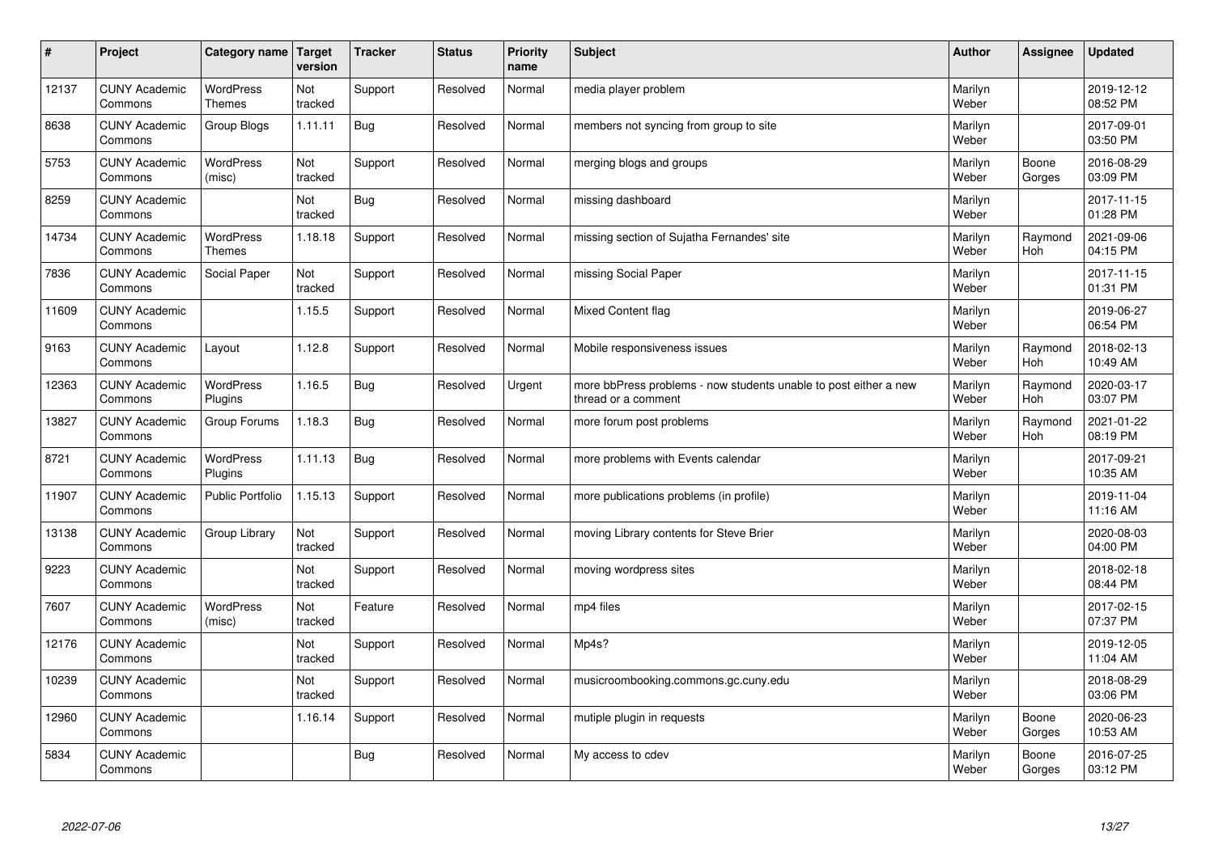| # | Project | Category name | Target version | Tracker | Status | Priority name | Subject | Author | Assignee | Updated |
|---|---|---|---|---|---|---|---|---|---|---|
| 12137 | CUNY Academic Commons | WordPress Themes | Not tracked | Support | Resolved | Normal | media player problem | Marilyn Weber | | 2019-12-12 08:52 PM |
| 8638 | CUNY Academic Commons | Group Blogs | 1.11.11 | Bug | Resolved | Normal | members not syncing from group to site | Marilyn Weber | | 2017-09-01 03:50 PM |
| 5753 | CUNY Academic Commons | WordPress (misc) | Not tracked | Support | Resolved | Normal | merging blogs and groups | Marilyn Weber | Boone Gorges | 2016-08-29 03:09 PM |
| 8259 | CUNY Academic Commons | | Not tracked | Bug | Resolved | Normal | missing dashboard | Marilyn Weber | | 2017-11-15 01:28 PM |
| 14734 | CUNY Academic Commons | WordPress Themes | 1.18.18 | Support | Resolved | Normal | missing section of Sujatha Fernandes' site | Marilyn Weber | Raymond Hoh | 2021-09-06 04:15 PM |
| 7836 | CUNY Academic Commons | Social Paper | Not tracked | Support | Resolved | Normal | missing Social Paper | Marilyn Weber | | 2017-11-15 01:31 PM |
| 11609 | CUNY Academic Commons | | 1.15.5 | Support | Resolved | Normal | Mixed Content flag | Marilyn Weber | | 2019-06-27 06:54 PM |
| 9163 | CUNY Academic Commons | Layout | 1.12.8 | Support | Resolved | Normal | Mobile responsiveness issues | Marilyn Weber | Raymond Hoh | 2018-02-13 10:49 AM |
| 12363 | CUNY Academic Commons | WordPress Plugins | 1.16.5 | Bug | Resolved | Urgent | more bbPress problems - now students unable to post either a new thread or a comment | Marilyn Weber | Raymond Hoh | 2020-03-17 03:07 PM |
| 13827 | CUNY Academic Commons | Group Forums | 1.18.3 | Bug | Resolved | Normal | more forum post problems | Marilyn Weber | Raymond Hoh | 2021-01-22 08:19 PM |
| 8721 | CUNY Academic Commons | WordPress Plugins | 1.11.13 | Bug | Resolved | Normal | more problems with Events calendar | Marilyn Weber | | 2017-09-21 10:35 AM |
| 11907 | CUNY Academic Commons | Public Portfolio | 1.15.13 | Support | Resolved | Normal | more publications problems (in profile) | Marilyn Weber | | 2019-11-04 11:16 AM |
| 13138 | CUNY Academic Commons | Group Library | Not tracked | Support | Resolved | Normal | moving Library contents for Steve Brier | Marilyn Weber | | 2020-08-03 04:00 PM |
| 9223 | CUNY Academic Commons | | Not tracked | Support | Resolved | Normal | moving wordpress sites | Marilyn Weber | | 2018-02-18 08:44 PM |
| 7607 | CUNY Academic Commons | WordPress (misc) | Not tracked | Feature | Resolved | Normal | mp4 files | Marilyn Weber | | 2017-02-15 07:37 PM |
| 12176 | CUNY Academic Commons | | Not tracked | Support | Resolved | Normal | Mp4s? | Marilyn Weber | | 2019-12-05 11:04 AM |
| 10239 | CUNY Academic Commons | | Not tracked | Support | Resolved | Normal | musicroombooking.commons.gc.cuny.edu | Marilyn Weber | | 2018-08-29 03:06 PM |
| 12960 | CUNY Academic Commons | | 1.16.14 | Support | Resolved | Normal | mutiple plugin in requests | Marilyn Weber | Boone Gorges | 2020-06-23 10:53 AM |
| 5834 | CUNY Academic Commons | | | Bug | Resolved | Normal | My access to cdev | Marilyn Weber | Boone Gorges | 2016-07-25 03:12 PM |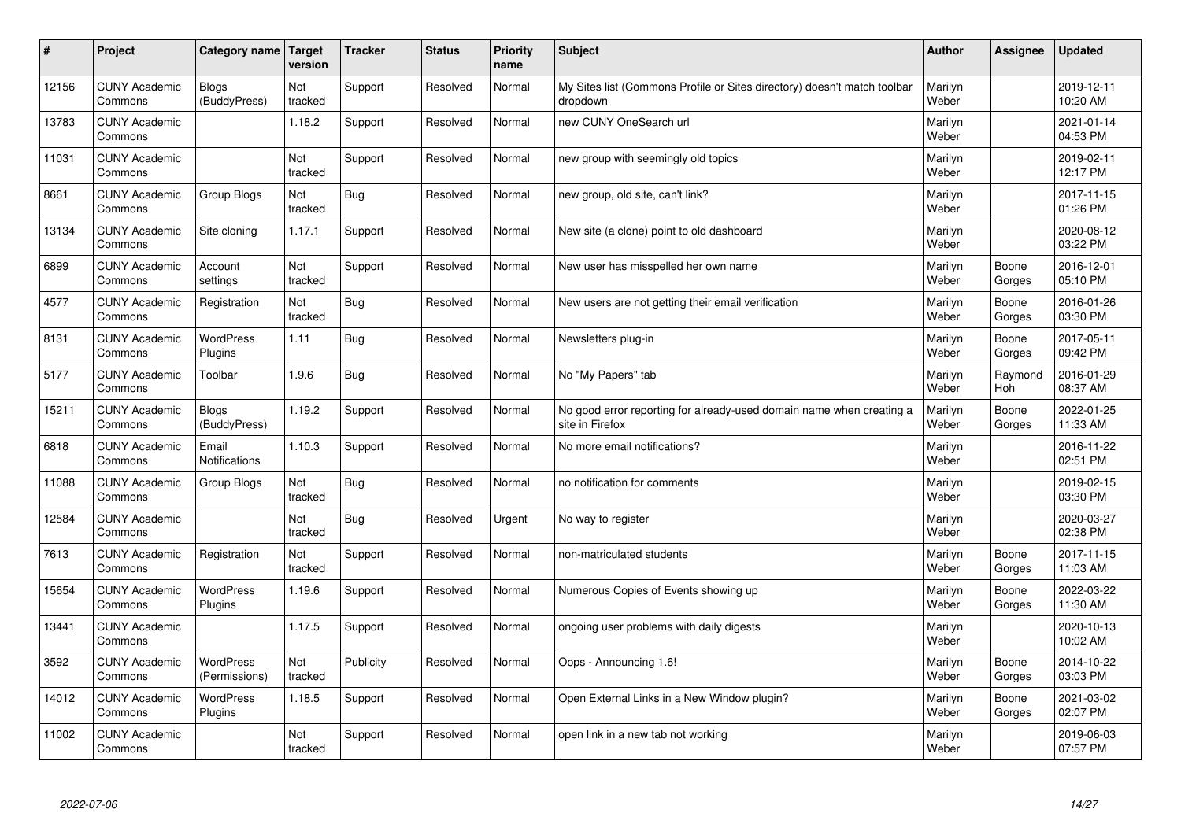| # | Project | Category name | Target version | Tracker | Status | Priority name | Subject | Author | Assignee | Updated |
|---|---|---|---|---|---|---|---|---|---|---|
| 12156 | CUNY Academic Commons | Blogs (BuddyPress) | Not tracked | Support | Resolved | Normal | My Sites list (Commons Profile or Sites directory) doesn't match toolbar dropdown | Marilyn Weber | | 2019-12-11 10:20 AM |
| 13783 | CUNY Academic Commons | | 1.18.2 | Support | Resolved | Normal | new CUNY OneSearch url | Marilyn Weber | | 2021-01-14 04:53 PM |
| 11031 | CUNY Academic Commons | | Not tracked | Support | Resolved | Normal | new group with seemingly old topics | Marilyn Weber | | 2019-02-11 12:17 PM |
| 8661 | CUNY Academic Commons | Group Blogs | Not tracked | Bug | Resolved | Normal | new group, old site, can't link? | Marilyn Weber | | 2017-11-15 01:26 PM |
| 13134 | CUNY Academic Commons | Site cloning | 1.17.1 | Support | Resolved | Normal | New site (a clone) point to old dashboard | Marilyn Weber | | 2020-08-12 03:22 PM |
| 6899 | CUNY Academic Commons | Account settings | Not tracked | Support | Resolved | Normal | New user has misspelled her own name | Marilyn Weber | Boone Gorges | 2016-12-01 05:10 PM |
| 4577 | CUNY Academic Commons | Registration | Not tracked | Bug | Resolved | Normal | New users are not getting their email verification | Marilyn Weber | Boone Gorges | 2016-01-26 03:30 PM |
| 8131 | CUNY Academic Commons | WordPress Plugins | 1.11 | Bug | Resolved | Normal | Newsletters plug-in | Marilyn Weber | Boone Gorges | 2017-05-11 09:42 PM |
| 5177 | CUNY Academic Commons | Toolbar | 1.9.6 | Bug | Resolved | Normal | No "My Papers" tab | Marilyn Weber | Raymond Hoh | 2016-01-29 08:37 AM |
| 15211 | CUNY Academic Commons | Blogs (BuddyPress) | 1.19.2 | Support | Resolved | Normal | No good error reporting for already-used domain name when creating a site in Firefox | Marilyn Weber | Boone Gorges | 2022-01-25 11:33 AM |
| 6818 | CUNY Academic Commons | Email Notifications | 1.10.3 | Support | Resolved | Normal | No more email notifications? | Marilyn Weber | | 2016-11-22 02:51 PM |
| 11088 | CUNY Academic Commons | Group Blogs | Not tracked | Bug | Resolved | Normal | no notification for comments | Marilyn Weber | | 2019-02-15 03:30 PM |
| 12584 | CUNY Academic Commons | | Not tracked | Bug | Resolved | Urgent | No way to register | Marilyn Weber | | 2020-03-27 02:38 PM |
| 7613 | CUNY Academic Commons | Registration | Not tracked | Support | Resolved | Normal | non-matriculated students | Marilyn Weber | Boone Gorges | 2017-11-15 11:03 AM |
| 15654 | CUNY Academic Commons | WordPress Plugins | 1.19.6 | Support | Resolved | Normal | Numerous Copies of Events showing up | Marilyn Weber | Boone Gorges | 2022-03-22 11:30 AM |
| 13441 | CUNY Academic Commons | | 1.17.5 | Support | Resolved | Normal | ongoing user problems with daily digests | Marilyn Weber | | 2020-10-13 10:02 AM |
| 3592 | CUNY Academic Commons | WordPress (Permissions) | Not tracked | Publicity | Resolved | Normal | Oops - Announcing 1.6! | Marilyn Weber | Boone Gorges | 2014-10-22 03:03 PM |
| 14012 | CUNY Academic Commons | WordPress Plugins | 1.18.5 | Support | Resolved | Normal | Open External Links in a New Window plugin? | Marilyn Weber | Boone Gorges | 2021-03-02 02:07 PM |
| 11002 | CUNY Academic Commons | | Not tracked | Support | Resolved | Normal | open link in a new tab not working | Marilyn Weber | | 2019-06-03 07:57 PM |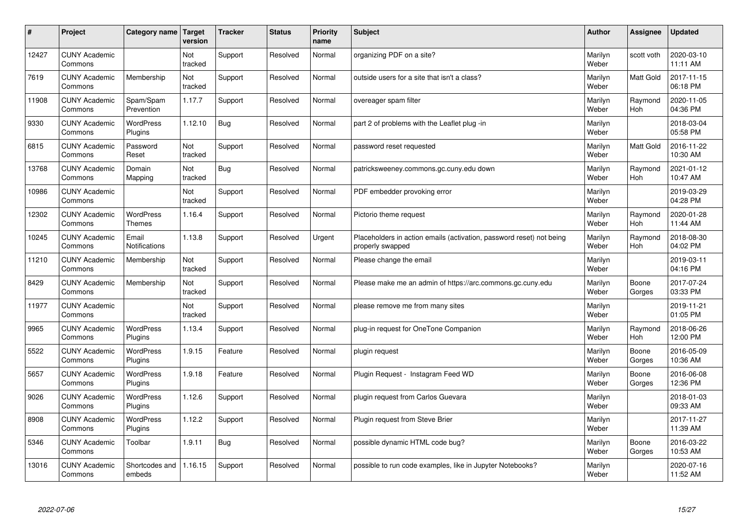| # | Project | Category name | Target version | Tracker | Status | Priority name | Subject | Author | Assignee | Updated |
|---|---|---|---|---|---|---|---|---|---|---|
| 12427 | CUNY Academic Commons | | Not tracked | Support | Resolved | Normal | organizing PDF on a site? | Marilyn Weber | scott voth | 2020-03-10 11:11 AM |
| 7619 | CUNY Academic Commons | Membership | Not tracked | Support | Resolved | Normal | outside users for a site that isn't a class? | Marilyn Weber | Matt Gold | 2017-11-15 06:18 PM |
| 11908 | CUNY Academic Commons | Spam/Spam Prevention | 1.17.7 | Support | Resolved | Normal | overeager spam filter | Marilyn Weber | Raymond Hoh | 2020-11-05 04:36 PM |
| 9330 | CUNY Academic Commons | WordPress Plugins | 1.12.10 | Bug | Resolved | Normal | part 2 of problems with the Leaflet plug -in | Marilyn Weber | | 2018-03-04 05:58 PM |
| 6815 | CUNY Academic Commons | Password Reset | Not tracked | Support | Resolved | Normal | password reset requested | Marilyn Weber | Matt Gold | 2016-11-22 10:30 AM |
| 13768 | CUNY Academic Commons | Domain Mapping | Not tracked | Bug | Resolved | Normal | patricksweeney.commons.gc.cuny.edu down | Marilyn Weber | Raymond Hoh | 2021-01-12 10:47 AM |
| 10986 | CUNY Academic Commons | | Not tracked | Support | Resolved | Normal | PDF embedder provoking error | Marilyn Weber | | 2019-03-29 04:28 PM |
| 12302 | CUNY Academic Commons | WordPress Themes | 1.16.4 | Support | Resolved | Normal | Pictorio theme request | Marilyn Weber | Raymond Hoh | 2020-01-28 11:44 AM |
| 10245 | CUNY Academic Commons | Email Notifications | 1.13.8 | Support | Resolved | Urgent | Placeholders in action emails (activation, password reset) not being properly swapped | Marilyn Weber | Raymond Hoh | 2018-08-30 04:02 PM |
| 11210 | CUNY Academic Commons | Membership | Not tracked | Support | Resolved | Normal | Please change the email | Marilyn Weber | | 2019-03-11 04:16 PM |
| 8429 | CUNY Academic Commons | Membership | Not tracked | Support | Resolved | Normal | Please make me an admin of https://arc.commons.gc.cuny.edu | Marilyn Weber | Boone Gorges | 2017-07-24 03:33 PM |
| 11977 | CUNY Academic Commons | | Not tracked | Support | Resolved | Normal | please remove me from many sites | Marilyn Weber | | 2019-11-21 01:05 PM |
| 9965 | CUNY Academic Commons | WordPress Plugins | 1.13.4 | Support | Resolved | Normal | plug-in request for OneTone Companion | Marilyn Weber | Raymond Hoh | 2018-06-26 12:00 PM |
| 5522 | CUNY Academic Commons | WordPress Plugins | 1.9.15 | Feature | Resolved | Normal | plugin request | Marilyn Weber | Boone Gorges | 2016-05-09 10:36 AM |
| 5657 | CUNY Academic Commons | WordPress Plugins | 1.9.18 | Feature | Resolved | Normal | Plugin Request - Instagram Feed WD | Marilyn Weber | Boone Gorges | 2016-06-08 12:36 PM |
| 9026 | CUNY Academic Commons | WordPress Plugins | 1.12.6 | Support | Resolved | Normal | plugin request from Carlos Guevara | Marilyn Weber | | 2018-01-03 09:33 AM |
| 8908 | CUNY Academic Commons | WordPress Plugins | 1.12.2 | Support | Resolved | Normal | Plugin request from Steve Brier | Marilyn Weber | | 2017-11-27 11:39 AM |
| 5346 | CUNY Academic Commons | Toolbar | 1.9.11 | Bug | Resolved | Normal | possible dynamic HTML code bug? | Marilyn Weber | Boone Gorges | 2016-03-22 10:53 AM |
| 13016 | CUNY Academic Commons | Shortcodes and embeds | 1.16.15 | Support | Resolved | Normal | possible to run code examples, like in Jupyter Notebooks? | Marilyn Weber | | 2020-07-16 11:52 AM |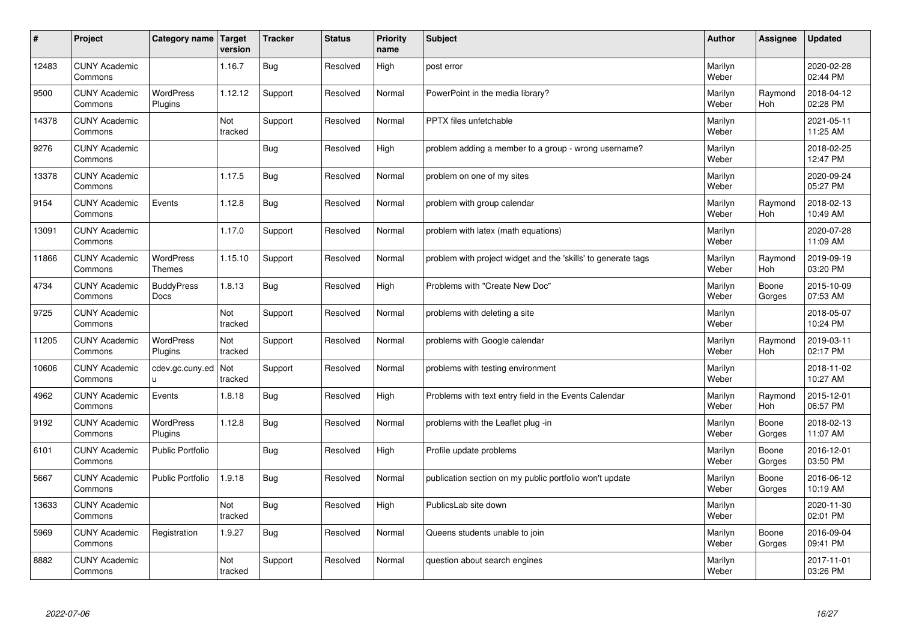| # | Project | Category name | Target version | Tracker | Status | Priority name | Subject | Author | Assignee | Updated |
|---|---|---|---|---|---|---|---|---|---|---|
| 12483 | CUNY Academic Commons | | 1.16.7 | Bug | Resolved | High | post error | Marilyn Weber | | 2020-02-28 02:44 PM |
| 9500 | CUNY Academic Commons | WordPress Plugins | 1.12.12 | Support | Resolved | Normal | PowerPoint in the media library? | Marilyn Weber | Raymond Hoh | 2018-04-12 02:28 PM |
| 14378 | CUNY Academic Commons | | Not tracked | Support | Resolved | Normal | PPTX files unfetchable | Marilyn Weber | | 2021-05-11 11:25 AM |
| 9276 | CUNY Academic Commons | | | Bug | Resolved | High | problem adding a member to a group - wrong username? | Marilyn Weber | | 2018-02-25 12:47 PM |
| 13378 | CUNY Academic Commons | | 1.17.5 | Bug | Resolved | Normal | problem on one of my sites | Marilyn Weber | | 2020-09-24 05:27 PM |
| 9154 | CUNY Academic Commons | Events | 1.12.8 | Bug | Resolved | Normal | problem with group calendar | Marilyn Weber | Raymond Hoh | 2018-02-13 10:49 AM |
| 13091 | CUNY Academic Commons | | 1.17.0 | Support | Resolved | Normal | problem with latex (math equations) | Marilyn Weber | | 2020-07-28 11:09 AM |
| 11866 | CUNY Academic Commons | WordPress Themes | 1.15.10 | Support | Resolved | Normal | problem with project widget and the 'skills' to generate tags | Marilyn Weber | Raymond Hoh | 2019-09-19 03:20 PM |
| 4734 | CUNY Academic Commons | BuddyPress Docs | 1.8.13 | Bug | Resolved | High | Problems with "Create New Doc" | Marilyn Weber | Boone Gorges | 2015-10-09 07:53 AM |
| 9725 | CUNY Academic Commons | | Not tracked | Support | Resolved | Normal | problems with deleting a site | Marilyn Weber | | 2018-05-07 10:24 PM |
| 11205 | CUNY Academic Commons | WordPress Plugins | Not tracked | Support | Resolved | Normal | problems with Google calendar | Marilyn Weber | Raymond Hoh | 2019-03-11 02:17 PM |
| 10606 | CUNY Academic Commons | cdev.gc.cuny.edu | Not tracked | Support | Resolved | Normal | problems with testing environment | Marilyn Weber | | 2018-11-02 10:27 AM |
| 4962 | CUNY Academic Commons | Events | 1.8.18 | Bug | Resolved | High | Problems with text entry field in the Events Calendar | Marilyn Weber | Raymond Hoh | 2015-12-01 06:57 PM |
| 9192 | CUNY Academic Commons | WordPress Plugins | 1.12.8 | Bug | Resolved | Normal | problems with the Leaflet plug -in | Marilyn Weber | Boone Gorges | 2018-02-13 11:07 AM |
| 6101 | CUNY Academic Commons | Public Portfolio | | Bug | Resolved | High | Profile update problems | Marilyn Weber | Boone Gorges | 2016-12-01 03:50 PM |
| 5667 | CUNY Academic Commons | Public Portfolio | 1.9.18 | Bug | Resolved | Normal | publication section on my public portfolio won't update | Marilyn Weber | Boone Gorges | 2016-06-12 10:19 AM |
| 13633 | CUNY Academic Commons | | Not tracked | Bug | Resolved | High | PublicsLab site down | Marilyn Weber | | 2020-11-30 02:01 PM |
| 5969 | CUNY Academic Commons | Registration | 1.9.27 | Bug | Resolved | Normal | Queens students unable to join | Marilyn Weber | Boone Gorges | 2016-09-04 09:41 PM |
| 8882 | CUNY Academic Commons | | Not tracked | Support | Resolved | Normal | question about search engines | Marilyn Weber | | 2017-11-01 03:26 PM |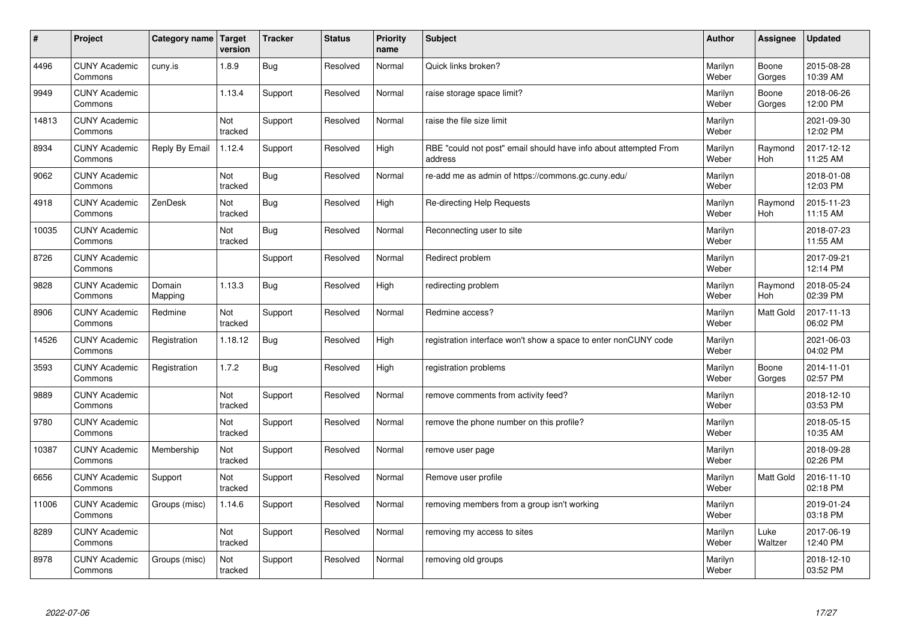| # | Project | Category name | Target version | Tracker | Status | Priority name | Subject | Author | Assignee | Updated |
|---|---|---|---|---|---|---|---|---|---|---|
| 4496 | CUNY Academic Commons | cuny.is | 1.8.9 | Bug | Resolved | Normal | Quick links broken? | Marilyn Weber | Boone Gorges | 2015-08-28 10:39 AM |
| 9949 | CUNY Academic Commons | | 1.13.4 | Support | Resolved | Normal | raise storage space limit? | Marilyn Weber | Boone Gorges | 2018-06-26 12:00 PM |
| 14813 | CUNY Academic Commons | | Not tracked | Support | Resolved | Normal | raise the file size limit | Marilyn Weber | | 2021-09-30 12:02 PM |
| 8934 | CUNY Academic Commons | Reply By Email | 1.12.4 | Support | Resolved | High | RBE "could not post" email should have info about attempted From address | Marilyn Weber | Raymond Hoh | 2017-12-12 11:25 AM |
| 9062 | CUNY Academic Commons | | Not tracked | Bug | Resolved | Normal | re-add me as admin of https://commons.gc.cuny.edu/ | Marilyn Weber | | 2018-01-08 12:03 PM |
| 4918 | CUNY Academic Commons | ZenDesk | Not tracked | Bug | Resolved | High | Re-directing Help Requests | Marilyn Weber | Raymond Hoh | 2015-11-23 11:15 AM |
| 10035 | CUNY Academic Commons | | Not tracked | Bug | Resolved | Normal | Reconnecting user to site | Marilyn Weber | | 2018-07-23 11:55 AM |
| 8726 | CUNY Academic Commons | | | Support | Resolved | Normal | Redirect problem | Marilyn Weber | | 2017-09-21 12:14 PM |
| 9828 | CUNY Academic Commons | Domain Mapping | 1.13.3 | Bug | Resolved | High | redirecting problem | Marilyn Weber | Raymond Hoh | 2018-05-24 02:39 PM |
| 8906 | CUNY Academic Commons | Redmine | Not tracked | Support | Resolved | Normal | Redmine access? | Marilyn Weber | Matt Gold | 2017-11-13 06:02 PM |
| 14526 | CUNY Academic Commons | Registration | 1.18.12 | Bug | Resolved | High | registration interface won't show a space to enter nonCUNY code | Marilyn Weber | | 2021-06-03 04:02 PM |
| 3593 | CUNY Academic Commons | Registration | 1.7.2 | Bug | Resolved | High | registration problems | Marilyn Weber | Boone Gorges | 2014-11-01 02:57 PM |
| 9889 | CUNY Academic Commons | | Not tracked | Support | Resolved | Normal | remove comments from activity feed? | Marilyn Weber | | 2018-12-10 03:53 PM |
| 9780 | CUNY Academic Commons | | Not tracked | Support | Resolved | Normal | remove the phone number on this profile? | Marilyn Weber | | 2018-05-15 10:35 AM |
| 10387 | CUNY Academic Commons | Membership | Not tracked | Support | Resolved | Normal | remove user page | Marilyn Weber | | 2018-09-28 02:26 PM |
| 6656 | CUNY Academic Commons | Support | Not tracked | Support | Resolved | Normal | Remove user profile | Marilyn Weber | Matt Gold | 2016-11-10 02:18 PM |
| 11006 | CUNY Academic Commons | Groups (misc) | 1.14.6 | Support | Resolved | Normal | removing members from a group isn't working | Marilyn Weber | | 2019-01-24 03:18 PM |
| 8289 | CUNY Academic Commons | | Not tracked | Support | Resolved | Normal | removing my access to sites | Marilyn Weber | Luke Waltzer | 2017-06-19 12:40 PM |
| 8978 | CUNY Academic Commons | Groups (misc) | Not tracked | Support | Resolved | Normal | removing old groups | Marilyn Weber | | 2018-12-10 03:52 PM |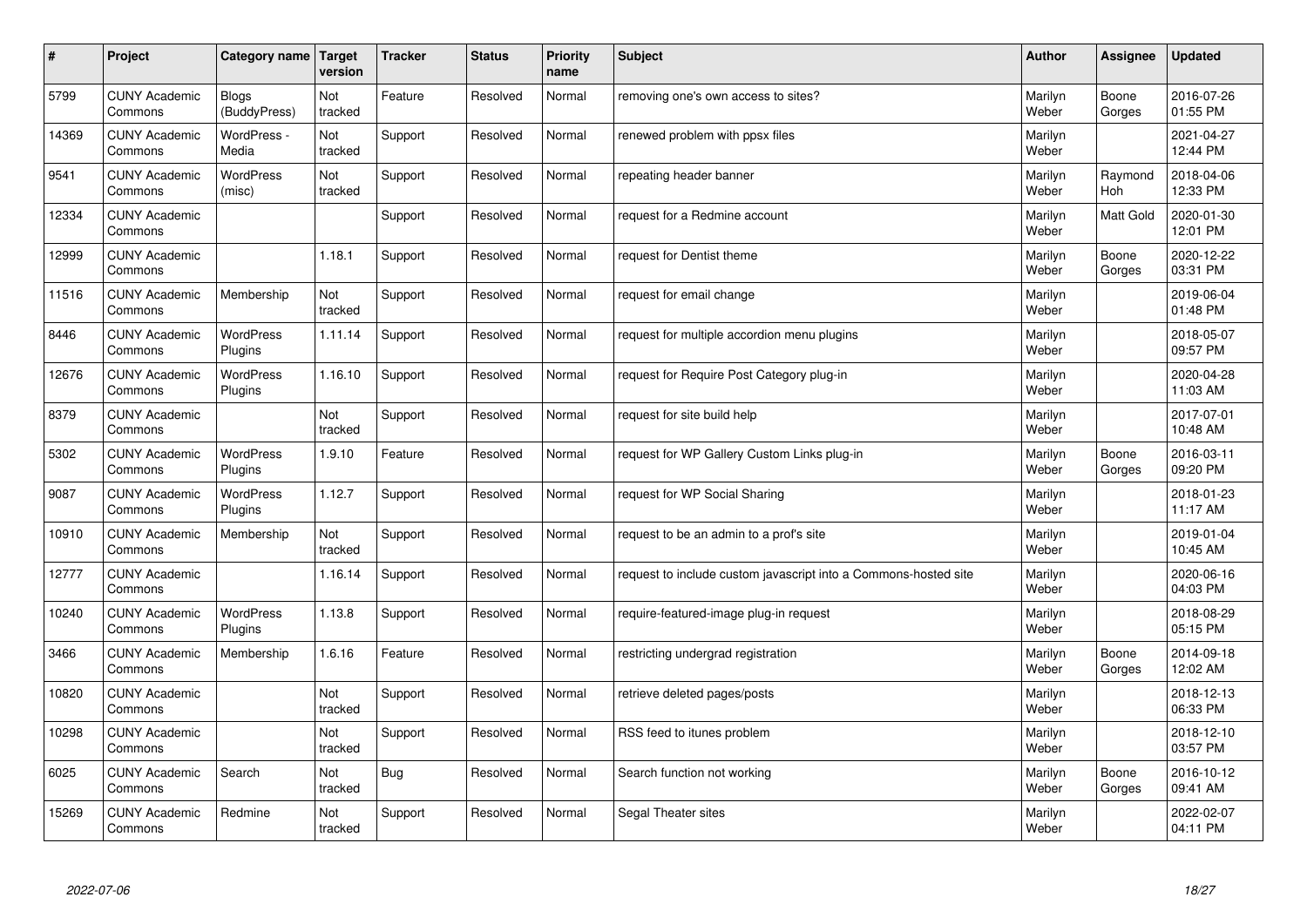| # | Project | Category name | Target version | Tracker | Status | Priority name | Subject | Author | Assignee | Updated |
|---|---|---|---|---|---|---|---|---|---|---|
| 5799 | CUNY Academic Commons | Blogs (BuddyPress) | Not tracked | Feature | Resolved | Normal | removing one's own access to sites? | Marilyn Weber | Boone Gorges | 2016-07-26 01:55 PM |
| 14369 | CUNY Academic Commons | WordPress - Media | Not tracked | Support | Resolved | Normal | renewed problem with ppsx files | Marilyn Weber | | 2021-04-27 12:44 PM |
| 9541 | CUNY Academic Commons | WordPress (misc) | Not tracked | Support | Resolved | Normal | repeating header banner | Marilyn Weber | Raymond Hoh | 2018-04-06 12:33 PM |
| 12334 | CUNY Academic Commons | | | Support | Resolved | Normal | request for a Redmine account | Marilyn Weber | Matt Gold | 2020-01-30 12:01 PM |
| 12999 | CUNY Academic Commons | | 1.18.1 | Support | Resolved | Normal | request for Dentist theme | Marilyn Weber | Boone Gorges | 2020-12-22 03:31 PM |
| 11516 | CUNY Academic Commons | Membership | Not tracked | Support | Resolved | Normal | request for email change | Marilyn Weber | | 2019-06-04 01:48 PM |
| 8446 | CUNY Academic Commons | WordPress Plugins | 1.11.14 | Support | Resolved | Normal | request for multiple accordion menu plugins | Marilyn Weber | | 2018-05-07 09:57 PM |
| 12676 | CUNY Academic Commons | WordPress Plugins | 1.16.10 | Support | Resolved | Normal | request for Require Post Category plug-in | Marilyn Weber | | 2020-04-28 11:03 AM |
| 8379 | CUNY Academic Commons | | Not tracked | Support | Resolved | Normal | request for site build help | Marilyn Weber | | 2017-07-01 10:48 AM |
| 5302 | CUNY Academic Commons | WordPress Plugins | 1.9.10 | Feature | Resolved | Normal | request for WP Gallery Custom Links plug-in | Marilyn Weber | Boone Gorges | 2016-03-11 09:20 PM |
| 9087 | CUNY Academic Commons | WordPress Plugins | 1.12.7 | Support | Resolved | Normal | request for WP Social Sharing | Marilyn Weber | | 2018-01-23 11:17 AM |
| 10910 | CUNY Academic Commons | Membership | Not tracked | Support | Resolved | Normal | request to be an admin to a prof's site | Marilyn Weber | | 2019-01-04 10:45 AM |
| 12777 | CUNY Academic Commons | | 1.16.14 | Support | Resolved | Normal | request to include custom javascript into a Commons-hosted site | Marilyn Weber | | 2020-06-16 04:03 PM |
| 10240 | CUNY Academic Commons | WordPress Plugins | 1.13.8 | Support | Resolved | Normal | require-featured-image plug-in request | Marilyn Weber | | 2018-08-29 05:15 PM |
| 3466 | CUNY Academic Commons | Membership | 1.6.16 | Feature | Resolved | Normal | restricting undergrad registration | Marilyn Weber | Boone Gorges | 2014-09-18 12:02 AM |
| 10820 | CUNY Academic Commons | | Not tracked | Support | Resolved | Normal | retrieve deleted pages/posts | Marilyn Weber | | 2018-12-13 06:33 PM |
| 10298 | CUNY Academic Commons | | Not tracked | Support | Resolved | Normal | RSS feed to itunes problem | Marilyn Weber | | 2018-12-10 03:57 PM |
| 6025 | CUNY Academic Commons | Search | Not tracked | Bug | Resolved | Normal | Search function not working | Marilyn Weber | Boone Gorges | 2016-10-12 09:41 AM |
| 15269 | CUNY Academic Commons | Redmine | Not tracked | Support | Resolved | Normal | Segal Theater sites | Marilyn Weber | | 2022-02-07 04:11 PM |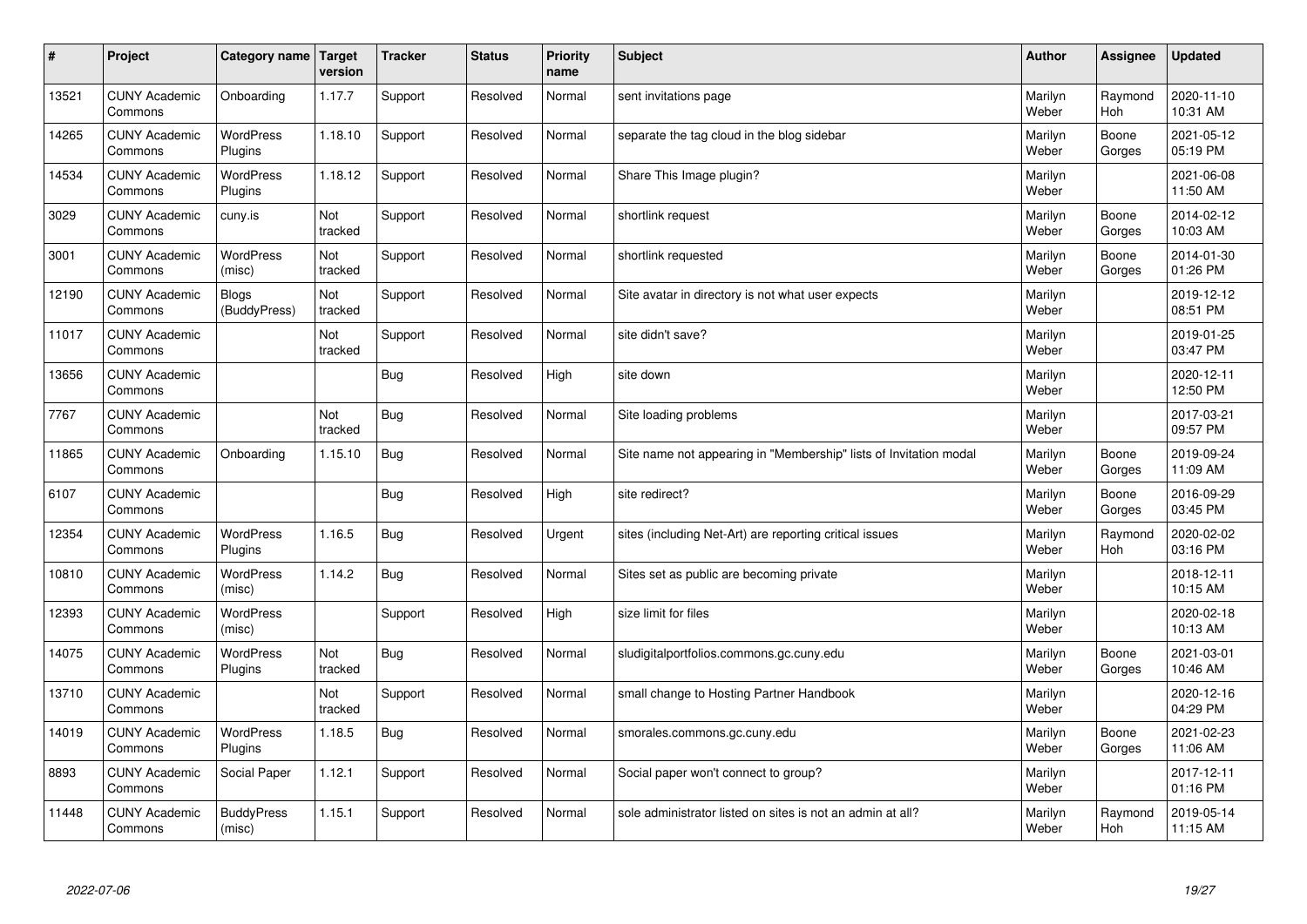| # | Project | Category name | Target version | Tracker | Status | Priority name | Subject | Author | Assignee | Updated |
|---|---|---|---|---|---|---|---|---|---|---|
| 13521 | CUNY Academic Commons | Onboarding | 1.17.7 | Support | Resolved | Normal | sent invitations page | Marilyn Weber | Raymond Hoh | 2020-11-10 10:31 AM |
| 14265 | CUNY Academic Commons | WordPress Plugins | 1.18.10 | Support | Resolved | Normal | separate the tag cloud in the blog sidebar | Marilyn Weber | Boone Gorges | 2021-05-12 05:19 PM |
| 14534 | CUNY Academic Commons | WordPress Plugins | 1.18.12 | Support | Resolved | Normal | Share This Image plugin? | Marilyn Weber | | 2021-06-08 11:50 AM |
| 3029 | CUNY Academic Commons | cuny.is | Not tracked | Support | Resolved | Normal | shortlink request | Marilyn Weber | Boone Gorges | 2014-02-12 10:03 AM |
| 3001 | CUNY Academic Commons | WordPress (misc) | Not tracked | Support | Resolved | Normal | shortlink requested | Marilyn Weber | Boone Gorges | 2014-01-30 01:26 PM |
| 12190 | CUNY Academic Commons | Blogs (BuddyPress) | Not tracked | Support | Resolved | Normal | Site avatar in directory is not what user expects | Marilyn Weber | | 2019-12-12 08:51 PM |
| 11017 | CUNY Academic Commons | | Not tracked | Support | Resolved | Normal | site didn't save? | Marilyn Weber | | 2019-01-25 03:47 PM |
| 13656 | CUNY Academic Commons | | | Bug | Resolved | High | site down | Marilyn Weber | | 2020-12-11 12:50 PM |
| 7767 | CUNY Academic Commons | | Not tracked | Bug | Resolved | Normal | Site loading problems | Marilyn Weber | | 2017-03-21 09:57 PM |
| 11865 | CUNY Academic Commons | Onboarding | 1.15.10 | Bug | Resolved | Normal | Site name not appearing in "Membership" lists of Invitation modal | Marilyn Weber | Boone Gorges | 2019-09-24 11:09 AM |
| 6107 | CUNY Academic Commons | | | Bug | Resolved | High | site redirect? | Marilyn Weber | Boone Gorges | 2016-09-29 03:45 PM |
| 12354 | CUNY Academic Commons | WordPress Plugins | 1.16.5 | Bug | Resolved | Urgent | sites (including Net-Art) are reporting critical issues | Marilyn Weber | Raymond Hoh | 2020-02-02 03:16 PM |
| 10810 | CUNY Academic Commons | WordPress (misc) | 1.14.2 | Bug | Resolved | Normal | Sites set as public are becoming private | Marilyn Weber | | 2018-12-11 10:15 AM |
| 12393 | CUNY Academic Commons | WordPress (misc) | | Support | Resolved | High | size limit for files | Marilyn Weber | | 2020-02-18 10:13 AM |
| 14075 | CUNY Academic Commons | WordPress Plugins | Not tracked | Bug | Resolved | Normal | sludigitalportfolios.commons.gc.cuny.edu | Marilyn Weber | Boone Gorges | 2021-03-01 10:46 AM |
| 13710 | CUNY Academic Commons | | Not tracked | Support | Resolved | Normal | small change to Hosting Partner Handbook | Marilyn Weber | | 2020-12-16 04:29 PM |
| 14019 | CUNY Academic Commons | WordPress Plugins | 1.18.5 | Bug | Resolved | Normal | smorales.commons.gc.cuny.edu | Marilyn Weber | Boone Gorges | 2021-02-23 11:06 AM |
| 8893 | CUNY Academic Commons | Social Paper | 1.12.1 | Support | Resolved | Normal | Social paper won't connect to group? | Marilyn Weber | | 2017-12-11 01:16 PM |
| 11448 | CUNY Academic Commons | BuddyPress (misc) | 1.15.1 | Support | Resolved | Normal | sole administrator listed on sites is not an admin at all? | Marilyn Weber | Raymond Hoh | 2019-05-14 11:15 AM |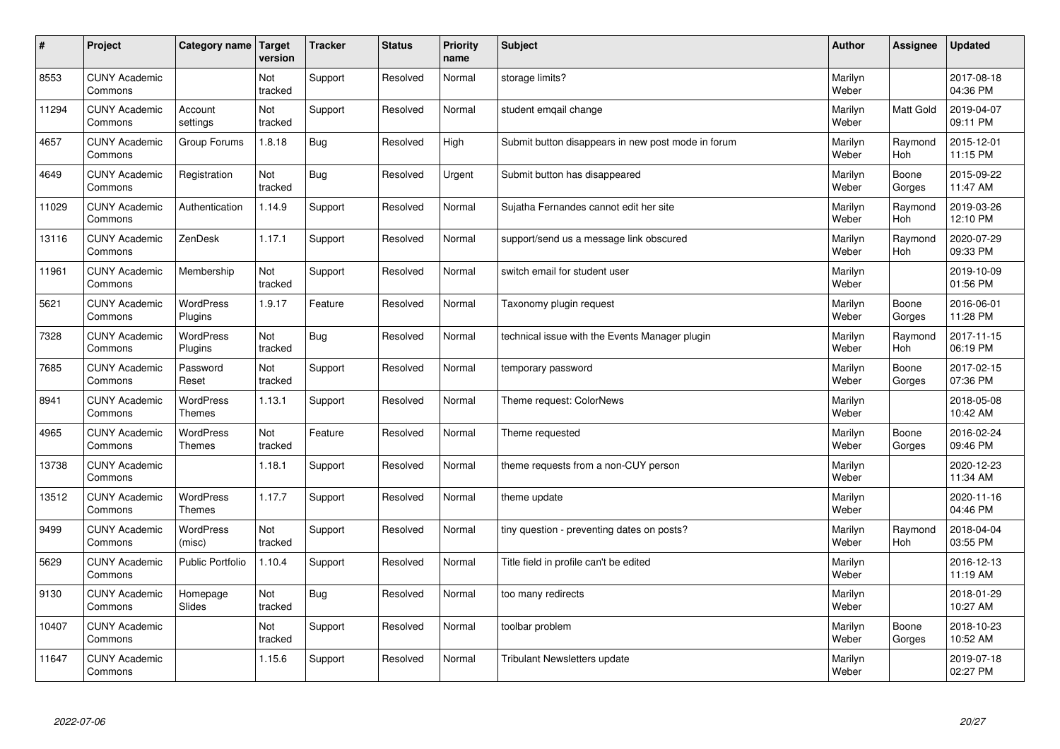| # | Project | Category name | Target version | Tracker | Status | Priority name | Subject | Author | Assignee | Updated |
|---|---|---|---|---|---|---|---|---|---|---|
| 8553 | CUNY Academic Commons | | Not tracked | Support | Resolved | Normal | storage limits? | Marilyn Weber | | 2017-08-18 04:36 PM |
| 11294 | CUNY Academic Commons | Account settings | Not tracked | Support | Resolved | Normal | student emqail change | Marilyn Weber | Matt Gold | 2019-04-07 09:11 PM |
| 4657 | CUNY Academic Commons | Group Forums | 1.8.18 | Bug | Resolved | High | Submit button disappears in new post mode in forum | Marilyn Weber | Raymond Hoh | 2015-12-01 11:15 PM |
| 4649 | CUNY Academic Commons | Registration | Not tracked | Bug | Resolved | Urgent | Submit button has disappeared | Marilyn Weber | Boone Gorges | 2015-09-22 11:47 AM |
| 11029 | CUNY Academic Commons | Authentication | 1.14.9 | Support | Resolved | Normal | Sujatha Fernandes cannot edit her site | Marilyn Weber | Raymond Hoh | 2019-03-26 12:10 PM |
| 13116 | CUNY Academic Commons | ZenDesk | 1.17.1 | Support | Resolved | Normal | support/send us a message link obscured | Marilyn Weber | Raymond Hoh | 2020-07-29 09:33 PM |
| 11961 | CUNY Academic Commons | Membership | Not tracked | Support | Resolved | Normal | switch email for student user | Marilyn Weber | | 2019-10-09 01:56 PM |
| 5621 | CUNY Academic Commons | WordPress Plugins | 1.9.17 | Feature | Resolved | Normal | Taxonomy plugin request | Marilyn Weber | Boone Gorges | 2016-06-01 11:28 PM |
| 7328 | CUNY Academic Commons | WordPress Plugins | Not tracked | Bug | Resolved | Normal | technical issue with the Events Manager plugin | Marilyn Weber | Raymond Hoh | 2017-11-15 06:19 PM |
| 7685 | CUNY Academic Commons | Password Reset | Not tracked | Support | Resolved | Normal | temporary password | Marilyn Weber | Boone Gorges | 2017-02-15 07:36 PM |
| 8941 | CUNY Academic Commons | WordPress Themes | 1.13.1 | Support | Resolved | Normal | Theme request: ColorNews | Marilyn Weber | | 2018-05-08 10:42 AM |
| 4965 | CUNY Academic Commons | WordPress Themes | Not tracked | Feature | Resolved | Normal | Theme requested | Marilyn Weber | Boone Gorges | 2016-02-24 09:46 PM |
| 13738 | CUNY Academic Commons | | 1.18.1 | Support | Resolved | Normal | theme requests from a non-CUY person | Marilyn Weber | | 2020-12-23 11:34 AM |
| 13512 | CUNY Academic Commons | WordPress Themes | 1.17.7 | Support | Resolved | Normal | theme update | Marilyn Weber | | 2020-11-16 04:46 PM |
| 9499 | CUNY Academic Commons | WordPress (misc) | Not tracked | Support | Resolved | Normal | tiny question - preventing dates on posts? | Marilyn Weber | Raymond Hoh | 2018-04-04 03:55 PM |
| 5629 | CUNY Academic Commons | Public Portfolio | 1.10.4 | Support | Resolved | Normal | Title field in profile can't be edited | Marilyn Weber | | 2016-12-13 11:19 AM |
| 9130 | CUNY Academic Commons | Homepage Slides | Not tracked | Bug | Resolved | Normal | too many redirects | Marilyn Weber | | 2018-01-29 10:27 AM |
| 10407 | CUNY Academic Commons | | Not tracked | Support | Resolved | Normal | toolbar problem | Marilyn Weber | Boone Gorges | 2018-10-23 10:52 AM |
| 11647 | CUNY Academic Commons | | 1.15.6 | Support | Resolved | Normal | Tribulant Newsletters update | Marilyn Weber | | 2019-07-18 02:27 PM |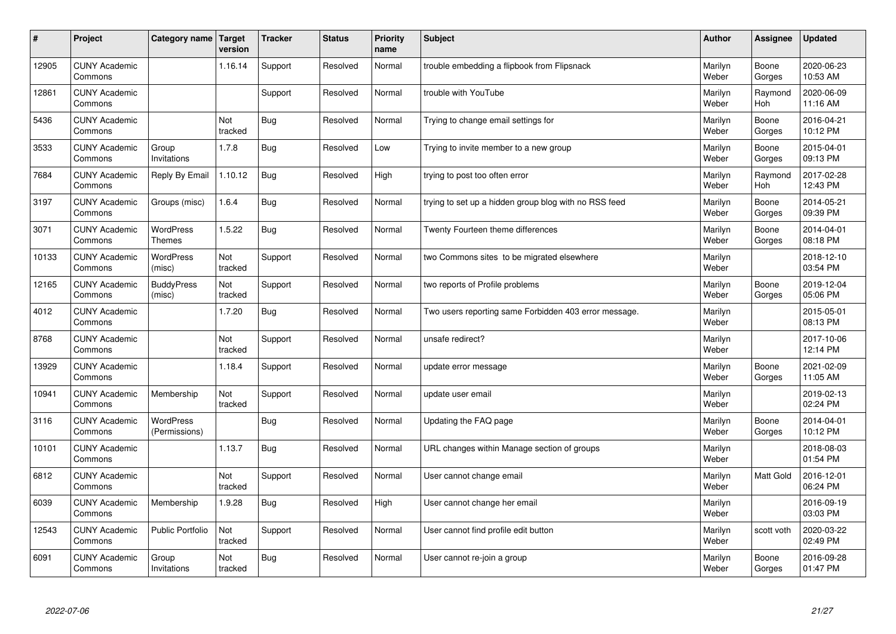| # | Project | Category name | Target version | Tracker | Status | Priority name | Subject | Author | Assignee | Updated |
|---|---|---|---|---|---|---|---|---|---|---|
| 12905 | CUNY Academic Commons | | 1.16.14 | Support | Resolved | Normal | trouble embedding a flipbook from Flipsnack | Marilyn Weber | Boone Gorges | 2020-06-23 10:53 AM |
| 12861 | CUNY Academic Commons | | | Support | Resolved | Normal | trouble with YouTube | Marilyn Weber | Raymond Hoh | 2020-06-09 11:16 AM |
| 5436 | CUNY Academic Commons | | Not tracked | Bug | Resolved | Normal | Trying to change email settings for | Marilyn Weber | Boone Gorges | 2016-04-21 10:12 PM |
| 3533 | CUNY Academic Commons | Group Invitations | 1.7.8 | Bug | Resolved | Low | Trying to invite member to a new group | Marilyn Weber | Boone Gorges | 2015-04-01 09:13 PM |
| 7684 | CUNY Academic Commons | Reply By Email | 1.10.12 | Bug | Resolved | High | trying to post too often error | Marilyn Weber | Raymond Hoh | 2017-02-28 12:43 PM |
| 3197 | CUNY Academic Commons | Groups (misc) | 1.6.4 | Bug | Resolved | Normal | trying to set up a hidden group blog with no RSS feed | Marilyn Weber | Boone Gorges | 2014-05-21 09:39 PM |
| 3071 | CUNY Academic Commons | WordPress Themes | 1.5.22 | Bug | Resolved | Normal | Twenty Fourteen theme differences | Marilyn Weber | Boone Gorges | 2014-04-01 08:18 PM |
| 10133 | CUNY Academic Commons | WordPress (misc) | Not tracked | Support | Resolved | Normal | two Commons sites to be migrated elsewhere | Marilyn Weber | | 2018-12-10 03:54 PM |
| 12165 | CUNY Academic Commons | BuddyPress (misc) | Not tracked | Support | Resolved | Normal | two reports of Profile problems | Marilyn Weber | Boone Gorges | 2019-12-04 05:06 PM |
| 4012 | CUNY Academic Commons | | 1.7.20 | Bug | Resolved | Normal | Two users reporting same Forbidden 403 error message. | Marilyn Weber | | 2015-05-01 08:13 PM |
| 8768 | CUNY Academic Commons | | Not tracked | Support | Resolved | Normal | unsafe redirect? | Marilyn Weber | | 2017-10-06 12:14 PM |
| 13929 | CUNY Academic Commons | | 1.18.4 | Support | Resolved | Normal | update error message | Marilyn Weber | Boone Gorges | 2021-02-09 11:05 AM |
| 10941 | CUNY Academic Commons | Membership | Not tracked | Support | Resolved | Normal | update user email | Marilyn Weber | | 2019-02-13 02:24 PM |
| 3116 | CUNY Academic Commons | WordPress (Permissions) | | Bug | Resolved | Normal | Updating the FAQ page | Marilyn Weber | Boone Gorges | 2014-04-01 10:12 PM |
| 10101 | CUNY Academic Commons | | 1.13.7 | Bug | Resolved | Normal | URL changes within Manage section of groups | Marilyn Weber | | 2018-08-03 01:54 PM |
| 6812 | CUNY Academic Commons | | Not tracked | Support | Resolved | Normal | User cannot change email | Marilyn Weber | Matt Gold | 2016-12-01 06:24 PM |
| 6039 | CUNY Academic Commons | Membership | 1.9.28 | Bug | Resolved | High | User cannot change her email | Marilyn Weber | | 2016-09-19 03:03 PM |
| 12543 | CUNY Academic Commons | Public Portfolio | Not tracked | Support | Resolved | Normal | User cannot find profile edit button | Marilyn Weber | scott voth | 2020-03-22 02:49 PM |
| 6091 | CUNY Academic Commons | Group Invitations | Not tracked | Bug | Resolved | Normal | User cannot re-join a group | Marilyn Weber | Boone Gorges | 2016-09-28 01:47 PM |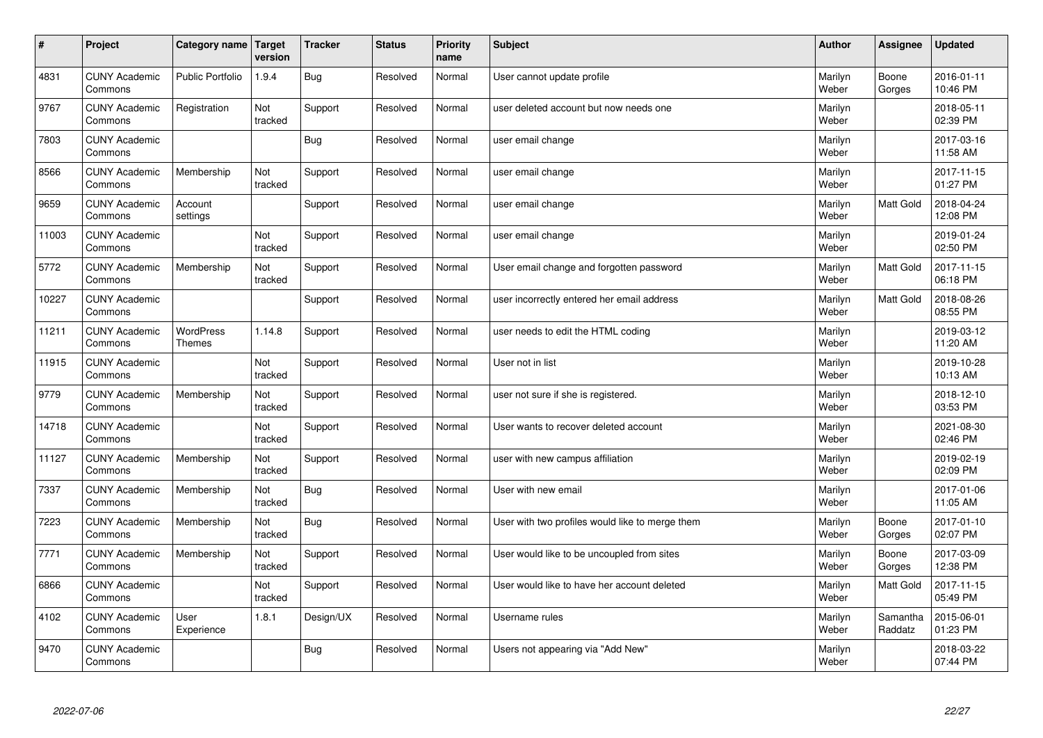| # | Project | Category name | Target version | Tracker | Status | Priority name | Subject | Author | Assignee | Updated |
|---|---|---|---|---|---|---|---|---|---|---|
| 4831 | CUNY Academic Commons | Public Portfolio | 1.9.4 | Bug | Resolved | Normal | User cannot update profile | Marilyn Weber | Boone Gorges | 2016-01-11 10:46 PM |
| 9767 | CUNY Academic Commons | Registration | Not tracked | Support | Resolved | Normal | user deleted account but now needs one | Marilyn Weber | | 2018-05-11 02:39 PM |
| 7803 | CUNY Academic Commons | | | Bug | Resolved | Normal | user email change | Marilyn Weber | | 2017-03-16 11:58 AM |
| 8566 | CUNY Academic Commons | Membership | Not tracked | Support | Resolved | Normal | user email change | Marilyn Weber | | 2017-11-15 01:27 PM |
| 9659 | CUNY Academic Commons | Account settings | | Support | Resolved | Normal | user email change | Marilyn Weber | Matt Gold | 2018-04-24 12:08 PM |
| 11003 | CUNY Academic Commons | | Not tracked | Support | Resolved | Normal | user email change | Marilyn Weber | | 2019-01-24 02:50 PM |
| 5772 | CUNY Academic Commons | Membership | Not tracked | Support | Resolved | Normal | User email change and forgotten password | Marilyn Weber | Matt Gold | 2017-11-15 06:18 PM |
| 10227 | CUNY Academic Commons | | | Support | Resolved | Normal | user incorrectly entered her email address | Marilyn Weber | Matt Gold | 2018-08-26 08:55 PM |
| 11211 | CUNY Academic Commons | WordPress Themes | 1.14.8 | Support | Resolved | Normal | user needs to edit the HTML coding | Marilyn Weber | | 2019-03-12 11:20 AM |
| 11915 | CUNY Academic Commons | | Not tracked | Support | Resolved | Normal | User not in list | Marilyn Weber | | 2019-10-28 10:13 AM |
| 9779 | CUNY Academic Commons | Membership | Not tracked | Support | Resolved | Normal | user not sure if she is registered. | Marilyn Weber | | 2018-12-10 03:53 PM |
| 14718 | CUNY Academic Commons | | Not tracked | Support | Resolved | Normal | User wants to recover deleted account | Marilyn Weber | | 2021-08-30 02:46 PM |
| 11127 | CUNY Academic Commons | Membership | Not tracked | Support | Resolved | Normal | user with new campus affiliation | Marilyn Weber | | 2019-02-19 02:09 PM |
| 7337 | CUNY Academic Commons | Membership | Not tracked | Bug | Resolved | Normal | User with new email | Marilyn Weber | | 2017-01-06 11:05 AM |
| 7223 | CUNY Academic Commons | Membership | Not tracked | Bug | Resolved | Normal | User with two profiles would like to merge them | Marilyn Weber | Boone Gorges | 2017-01-10 02:07 PM |
| 7771 | CUNY Academic Commons | Membership | Not tracked | Support | Resolved | Normal | User would like to be uncoupled from sites | Marilyn Weber | Boone Gorges | 2017-03-09 12:38 PM |
| 6866 | CUNY Academic Commons | | Not tracked | Support | Resolved | Normal | User would like to have her account deleted | Marilyn Weber | Matt Gold | 2017-11-15 05:49 PM |
| 4102 | CUNY Academic Commons | User Experience | 1.8.1 | Design/UX | Resolved | Normal | Username rules | Marilyn Weber | Samantha Raddatz | 2015-06-01 01:23 PM |
| 9470 | CUNY Academic Commons | | | Bug | Resolved | Normal | Users not appearing via "Add New" | Marilyn Weber | | 2018-03-22 07:44 PM |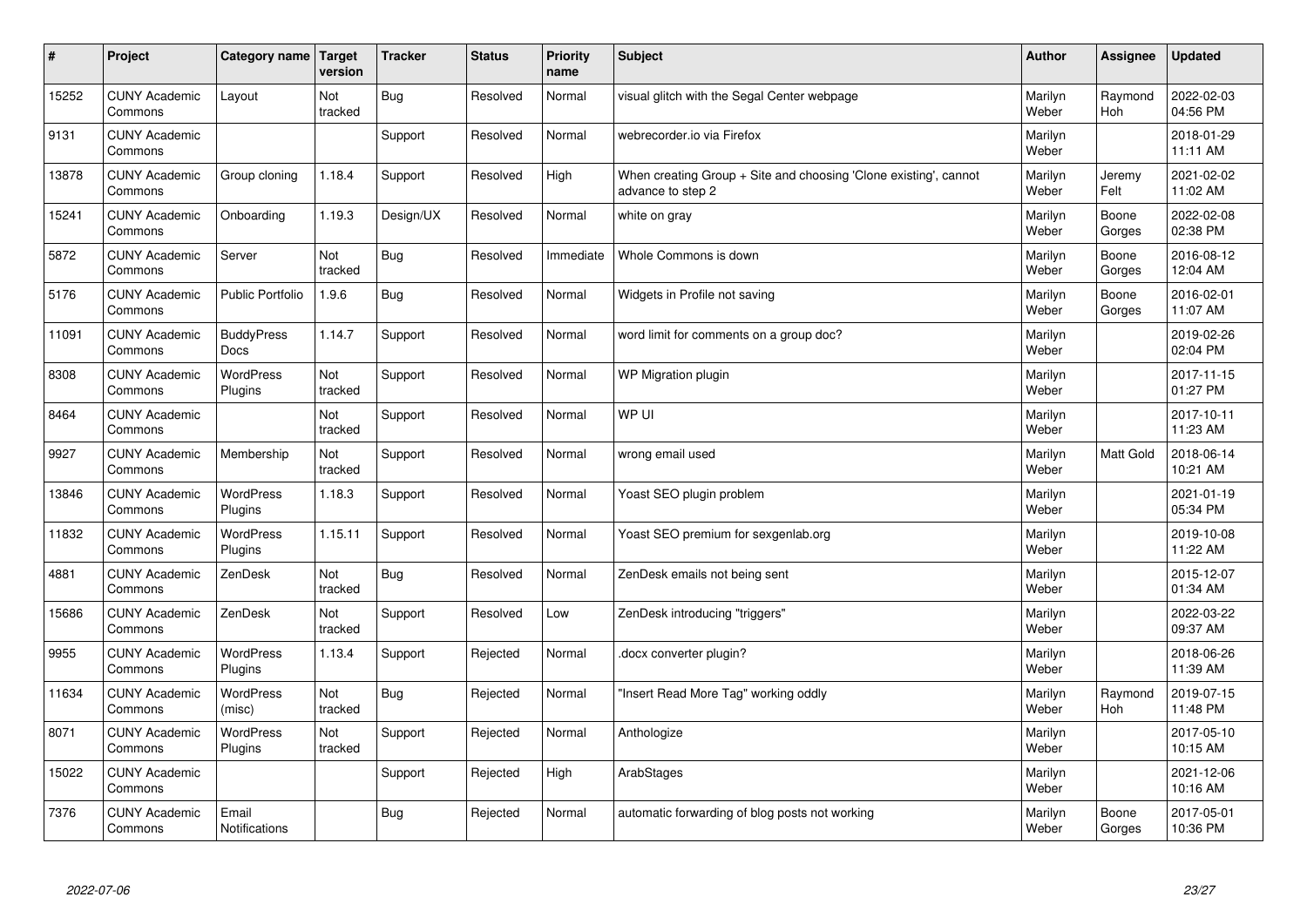| # | Project | Category name | Target version | Tracker | Status | Priority name | Subject | Author | Assignee | Updated |
|---|---|---|---|---|---|---|---|---|---|---|
| 15252 | CUNY Academic Commons | Layout | Not tracked | Bug | Resolved | Normal | visual glitch with the Segal Center webpage | Marilyn Weber | Raymond Hoh | 2022-02-03 04:56 PM |
| 9131 | CUNY Academic Commons | | | Support | Resolved | Normal | webrecorder.io via Firefox | Marilyn Weber | | 2018-01-29 11:11 AM |
| 13878 | CUNY Academic Commons | Group cloning | 1.18.4 | Support | Resolved | High | When creating Group + Site and choosing 'Clone existing', cannot advance to step 2 | Marilyn Weber | Jeremy Felt | 2021-02-02 11:02 AM |
| 15241 | CUNY Academic Commons | Onboarding | 1.19.3 | Design/UX | Resolved | Normal | white on gray | Marilyn Weber | Boone Gorges | 2022-02-08 02:38 PM |
| 5872 | CUNY Academic Commons | Server | Not tracked | Bug | Resolved | Immediate | Whole Commons is down | Marilyn Weber | Boone Gorges | 2016-08-12 12:04 AM |
| 5176 | CUNY Academic Commons | Public Portfolio | 1.9.6 | Bug | Resolved | Normal | Widgets in Profile not saving | Marilyn Weber | Boone Gorges | 2016-02-01 11:07 AM |
| 11091 | CUNY Academic Commons | BuddyPress Docs | 1.14.7 | Support | Resolved | Normal | word limit for comments on a group doc? | Marilyn Weber | | 2019-02-26 02:04 PM |
| 8308 | CUNY Academic Commons | WordPress Plugins | Not tracked | Support | Resolved | Normal | WP Migration plugin | Marilyn Weber | | 2017-11-15 01:27 PM |
| 8464 | CUNY Academic Commons | | Not tracked | Support | Resolved | Normal | WP UI | Marilyn Weber | | 2017-10-11 11:23 AM |
| 9927 | CUNY Academic Commons | Membership | Not tracked | Support | Resolved | Normal | wrong email used | Marilyn Weber | Matt Gold | 2018-06-14 10:21 AM |
| 13846 | CUNY Academic Commons | WordPress Plugins | 1.18.3 | Support | Resolved | Normal | Yoast SEO plugin problem | Marilyn Weber | | 2021-01-19 05:34 PM |
| 11832 | CUNY Academic Commons | WordPress Plugins | 1.15.11 | Support | Resolved | Normal | Yoast SEO premium for sexgenlab.org | Marilyn Weber | | 2019-10-08 11:22 AM |
| 4881 | CUNY Academic Commons | ZenDesk | Not tracked | Bug | Resolved | Normal | ZenDesk emails not being sent | Marilyn Weber | | 2015-12-07 01:34 AM |
| 15686 | CUNY Academic Commons | ZenDesk | Not tracked | Support | Resolved | Low | ZenDesk introducing "triggers" | Marilyn Weber | | 2022-03-22 09:37 AM |
| 9955 | CUNY Academic Commons | WordPress Plugins | 1.13.4 | Support | Rejected | Normal | .docx converter plugin? | Marilyn Weber | | 2018-06-26 11:39 AM |
| 11634 | CUNY Academic Commons | WordPress (misc) | Not tracked | Bug | Rejected | Normal | "Insert Read More Tag" working oddly | Marilyn Weber | Raymond Hoh | 2019-07-15 11:48 PM |
| 8071 | CUNY Academic Commons | WordPress Plugins | Not tracked | Support | Rejected | Normal | Anthologize | Marilyn Weber | | 2017-05-10 10:15 AM |
| 15022 | CUNY Academic Commons | | | Support | Rejected | High | ArabStages | Marilyn Weber | | 2021-12-06 10:16 AM |
| 7376 | CUNY Academic Commons | Email Notifications | | Bug | Rejected | Normal | automatic forwarding of blog posts not working | Marilyn Weber | Boone Gorges | 2017-05-01 10:36 PM |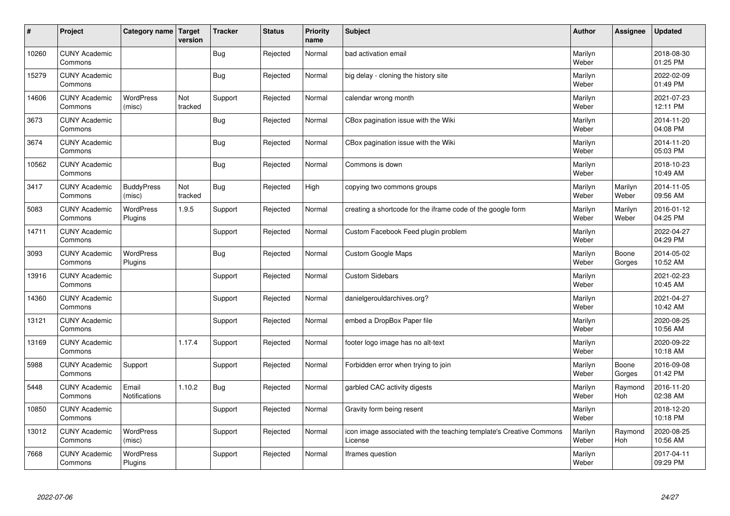| # | Project | Category name | Target version | Tracker | Status | Priority name | Subject | Author | Assignee | Updated |
|---|---|---|---|---|---|---|---|---|---|---|
| 10260 | CUNY Academic Commons | | | Bug | Rejected | Normal | bad activation email | Marilyn Weber | | 2018-08-30 01:25 PM |
| 15279 | CUNY Academic Commons | | | Bug | Rejected | Normal | big delay - cloning the history site | Marilyn Weber | | 2022-02-09 01:49 PM |
| 14606 | CUNY Academic Commons | WordPress (misc) | Not tracked | Support | Rejected | Normal | calendar wrong month | Marilyn Weber | | 2021-07-23 12:11 PM |
| 3673 | CUNY Academic Commons | | | Bug | Rejected | Normal | CBox pagination issue with the Wiki | Marilyn Weber | | 2014-11-20 04:08 PM |
| 3674 | CUNY Academic Commons | | | Bug | Rejected | Normal | CBox pagination issue with the Wiki | Marilyn Weber | | 2014-11-20 05:03 PM |
| 10562 | CUNY Academic Commons | | | Bug | Rejected | Normal | Commons is down | Marilyn Weber | | 2018-10-23 10:49 AM |
| 3417 | CUNY Academic Commons | BuddyPress (misc) | Not tracked | Bug | Rejected | High | copying two commons groups | Marilyn Weber | Marilyn Weber | 2014-11-05 09:56 AM |
| 5083 | CUNY Academic Commons | WordPress Plugins | 1.9.5 | Support | Rejected | Normal | creating a shortcode for the iframe code of the google form | Marilyn Weber | Marilyn Weber | 2016-01-12 04:25 PM |
| 14711 | CUNY Academic Commons | | | Support | Rejected | Normal | Custom Facebook Feed plugin problem | Marilyn Weber | | 2022-04-27 04:29 PM |
| 3093 | CUNY Academic Commons | WordPress Plugins | | Bug | Rejected | Normal | Custom Google Maps | Marilyn Weber | Boone Gorges | 2014-05-02 10:52 AM |
| 13916 | CUNY Academic Commons | | | Support | Rejected | Normal | Custom Sidebars | Marilyn Weber | | 2021-02-23 10:45 AM |
| 14360 | CUNY Academic Commons | | | Support | Rejected | Normal | danielgerouldarchives.org? | Marilyn Weber | | 2021-04-27 10:42 AM |
| 13121 | CUNY Academic Commons | | | Support | Rejected | Normal | embed a DropBox Paper file | Marilyn Weber | | 2020-08-25 10:56 AM |
| 13169 | CUNY Academic Commons | | 1.17.4 | Support | Rejected | Normal | footer logo image has no alt-text | Marilyn Weber | | 2020-09-22 10:18 AM |
| 5988 | CUNY Academic Commons | Support | | Support | Rejected | Normal | Forbidden error when trying to join | Marilyn Weber | Boone Gorges | 2016-09-08 01:42 PM |
| 5448 | CUNY Academic Commons | Email Notifications | 1.10.2 | Bug | Rejected | Normal | garbled CAC activity digests | Marilyn Weber | Raymond Hoh | 2016-11-20 02:38 AM |
| 10850 | CUNY Academic Commons | | | Support | Rejected | Normal | Gravity form being resent | Marilyn Weber | | 2018-12-20 10:18 PM |
| 13012 | CUNY Academic Commons | WordPress (misc) | | Support | Rejected | Normal | icon image associated with the teaching template's Creative Commons License | Marilyn Weber | Raymond Hoh | 2020-08-25 10:56 AM |
| 7668 | CUNY Academic Commons | WordPress Plugins | | Support | Rejected | Normal | Iframes question | Marilyn Weber | | 2017-04-11 09:29 PM |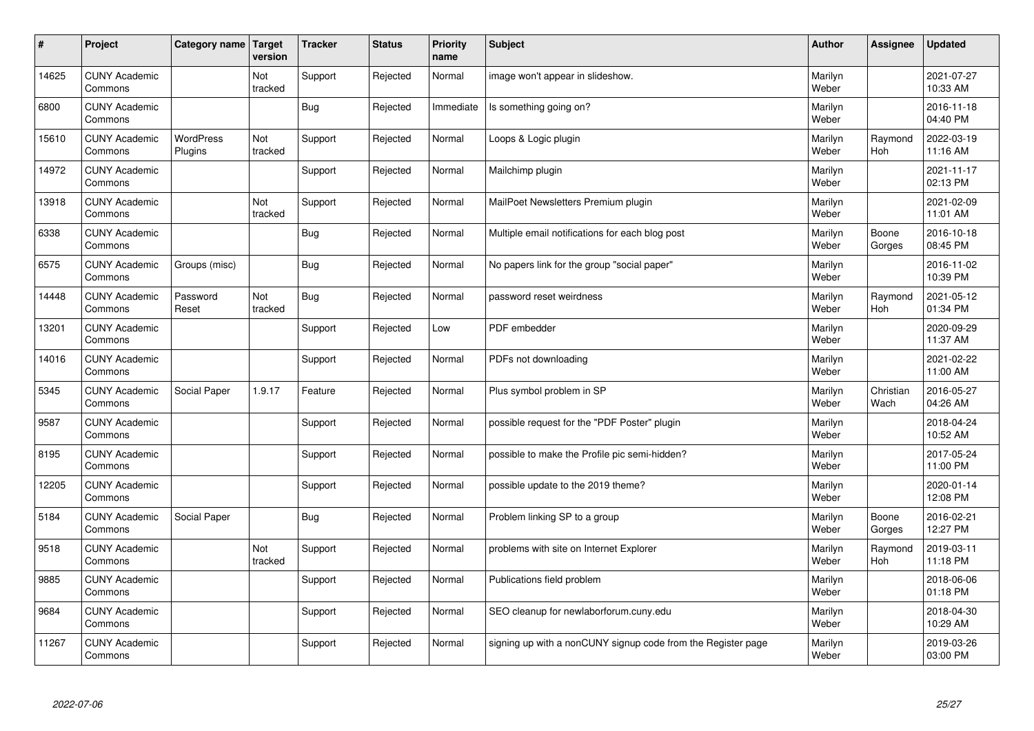| # | Project | Category name | Target version | Tracker | Status | Priority name | Subject | Author | Assignee | Updated |
|---|---|---|---|---|---|---|---|---|---|---|
| 14625 | CUNY Academic Commons | | Not tracked | Support | Rejected | Normal | image won't appear in slideshow. | Marilyn Weber | | 2021-07-27 10:33 AM |
| 6800 | CUNY Academic Commons | | | Bug | Rejected | Immediate | Is something going on? | Marilyn Weber | | 2016-11-18 04:40 PM |
| 15610 | CUNY Academic Commons | WordPress Plugins | Not tracked | Support | Rejected | Normal | Loops & Logic plugin | Marilyn Weber | Raymond Hoh | 2022-03-19 11:16 AM |
| 14972 | CUNY Academic Commons | | | Support | Rejected | Normal | Mailchimp plugin | Marilyn Weber | | 2021-11-17 02:13 PM |
| 13918 | CUNY Academic Commons | | Not tracked | Support | Rejected | Normal | MailPoet Newsletters Premium plugin | Marilyn Weber | | 2021-02-09 11:01 AM |
| 6338 | CUNY Academic Commons | | | Bug | Rejected | Normal | Multiple email notifications for each blog post | Marilyn Weber | Boone Gorges | 2016-10-18 08:45 PM |
| 6575 | CUNY Academic Commons | Groups (misc) | | Bug | Rejected | Normal | No papers link for the group "social paper" | Marilyn Weber | | 2016-11-02 10:39 PM |
| 14448 | CUNY Academic Commons | Password Reset | Not tracked | Bug | Rejected | Normal | password reset weirdness | Marilyn Weber | Raymond Hoh | 2021-05-12 01:34 PM |
| 13201 | CUNY Academic Commons | | | Support | Rejected | Low | PDF embedder | Marilyn Weber | | 2020-09-29 11:37 AM |
| 14016 | CUNY Academic Commons | | | Support | Rejected | Normal | PDFs not downloading | Marilyn Weber | | 2021-02-22 11:00 AM |
| 5345 | CUNY Academic Commons | Social Paper | 1.9.17 | Feature | Rejected | Normal | Plus symbol problem in SP | Marilyn Weber | Christian Wach | 2016-05-27 04:26 AM |
| 9587 | CUNY Academic Commons | | | Support | Rejected | Normal | possible request for the "PDF Poster" plugin | Marilyn Weber | | 2018-04-24 10:52 AM |
| 8195 | CUNY Academic Commons | | | Support | Rejected | Normal | possible to make the Profile pic semi-hidden? | Marilyn Weber | | 2017-05-24 11:00 PM |
| 12205 | CUNY Academic Commons | | | Support | Rejected | Normal | possible update to the 2019 theme? | Marilyn Weber | | 2020-01-14 12:08 PM |
| 5184 | CUNY Academic Commons | Social Paper | | Bug | Rejected | Normal | Problem linking SP to a group | Marilyn Weber | Boone Gorges | 2016-02-21 12:27 PM |
| 9518 | CUNY Academic Commons | | Not tracked | Support | Rejected | Normal | problems with site on Internet Explorer | Marilyn Weber | Raymond Hoh | 2019-03-11 11:18 PM |
| 9885 | CUNY Academic Commons | | | Support | Rejected | Normal | Publications field problem | Marilyn Weber | | 2018-06-06 01:18 PM |
| 9684 | CUNY Academic Commons | | | Support | Rejected | Normal | SEO cleanup for newlaborforum.cuny.edu | Marilyn Weber | | 2018-04-30 10:29 AM |
| 11267 | CUNY Academic Commons | | | Support | Rejected | Normal | signing up with a nonCUNY signup code from the Register page | Marilyn Weber | | 2019-03-26 03:00 PM |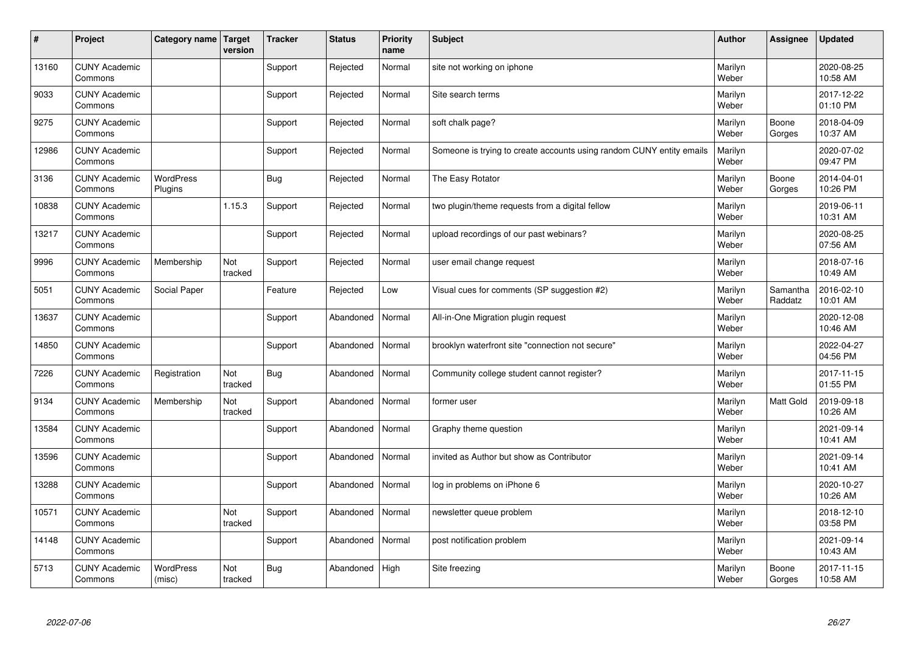| # | Project | Category name | Target version | Tracker | Status | Priority name | Subject | Author | Assignee | Updated |
|---|---|---|---|---|---|---|---|---|---|---|
| 13160 | CUNY Academic Commons | | | Support | Rejected | Normal | site not working on iphone | Marilyn Weber | | 2020-08-25 10:58 AM |
| 9033 | CUNY Academic Commons | | | Support | Rejected | Normal | Site search terms | Marilyn Weber | | 2017-12-22 01:10 PM |
| 9275 | CUNY Academic Commons | | | Support | Rejected | Normal | soft chalk page? | Marilyn Weber | Boone Gorges | 2018-04-09 10:37 AM |
| 12986 | CUNY Academic Commons | | | Support | Rejected | Normal | Someone is trying to create accounts using random CUNY entity emails | Marilyn Weber | | 2020-07-02 09:47 PM |
| 3136 | CUNY Academic Commons | WordPress Plugins | | Bug | Rejected | Normal | The Easy Rotator | Marilyn Weber | Boone Gorges | 2014-04-01 10:26 PM |
| 10838 | CUNY Academic Commons | | 1.15.3 | Support | Rejected | Normal | two plugin/theme requests from a digital fellow | Marilyn Weber | | 2019-06-11 10:31 AM |
| 13217 | CUNY Academic Commons | | | Support | Rejected | Normal | upload recordings of our past webinars? | Marilyn Weber | | 2020-08-25 07:56 AM |
| 9996 | CUNY Academic Commons | Membership | Not tracked | Support | Rejected | Normal | user email change request | Marilyn Weber | | 2018-07-16 10:49 AM |
| 5051 | CUNY Academic Commons | Social Paper | | Feature | Rejected | Low | Visual cues for comments (SP suggestion #2) | Marilyn Weber | Samantha Raddatz | 2016-02-10 10:01 AM |
| 13637 | CUNY Academic Commons | | | Support | Abandoned | Normal | All-in-One Migration plugin request | Marilyn Weber | | 2020-12-08 10:46 AM |
| 14850 | CUNY Academic Commons | | | Support | Abandoned | Normal | brooklyn waterfront site "connection not secure" | Marilyn Weber | | 2022-04-27 04:56 PM |
| 7226 | CUNY Academic Commons | Registration | Not tracked | Bug | Abandoned | Normal | Community college student cannot register? | Marilyn Weber | | 2017-11-15 01:55 PM |
| 9134 | CUNY Academic Commons | Membership | Not tracked | Support | Abandoned | Normal | former user | Marilyn Weber | Matt Gold | 2019-09-18 10:26 AM |
| 13584 | CUNY Academic Commons | | | Support | Abandoned | Normal | Graphy theme question | Marilyn Weber | | 2021-09-14 10:41 AM |
| 13596 | CUNY Academic Commons | | | Support | Abandoned | Normal | invited as Author but show as Contributor | Marilyn Weber | | 2021-09-14 10:41 AM |
| 13288 | CUNY Academic Commons | | | Support | Abandoned | Normal | log in problems on iPhone 6 | Marilyn Weber | | 2020-10-27 10:26 AM |
| 10571 | CUNY Academic Commons | | Not tracked | Support | Abandoned | Normal | newsletter queue problem | Marilyn Weber | | 2018-12-10 03:58 PM |
| 14148 | CUNY Academic Commons | | | Support | Abandoned | Normal | post notification problem | Marilyn Weber | | 2021-09-14 10:43 AM |
| 5713 | CUNY Academic Commons | WordPress (misc) | Not tracked | Bug | Abandoned | High | Site freezing | Marilyn Weber | Boone Gorges | 2017-11-15 10:58 AM |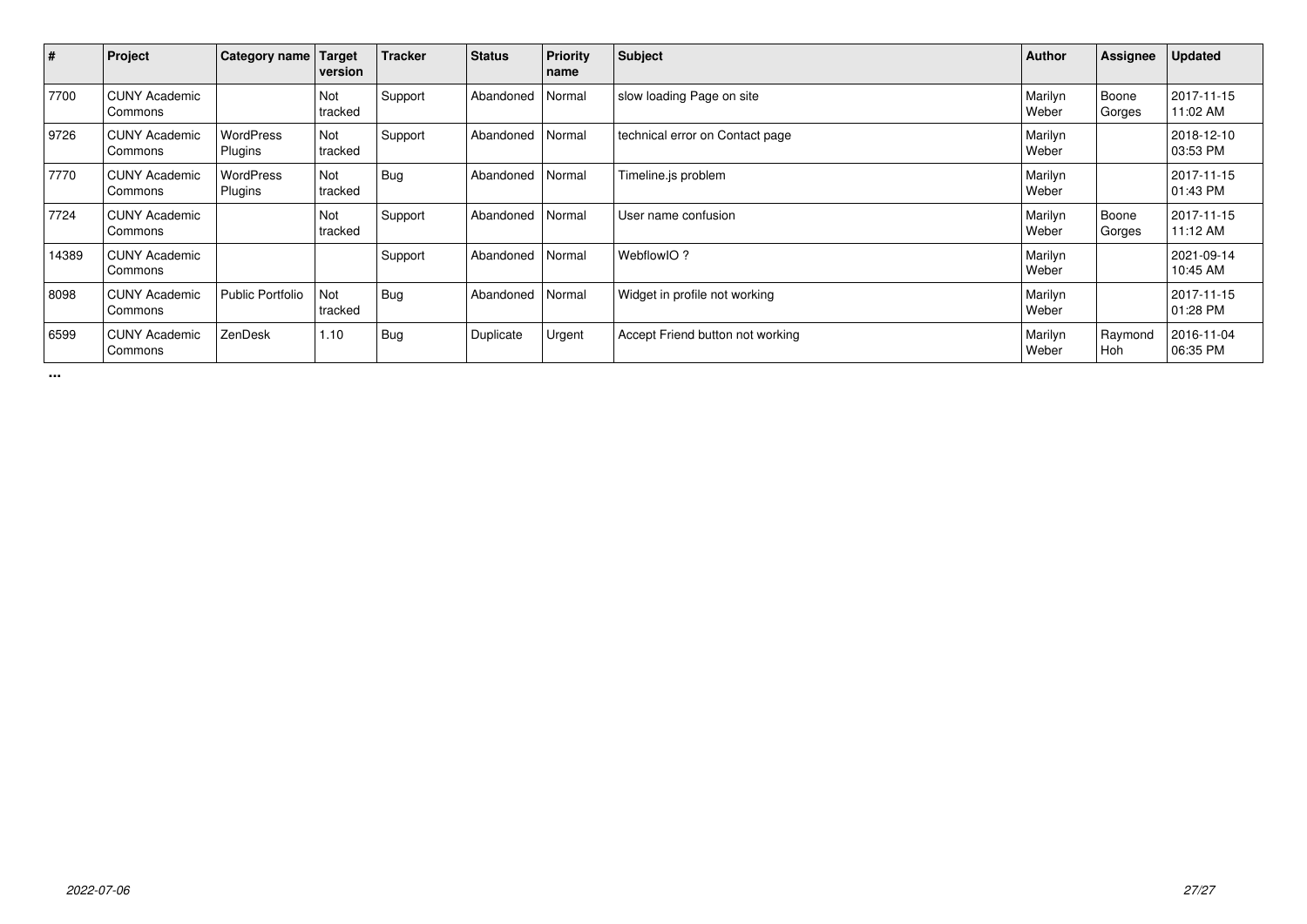| # | Project | Category name | Target version | Tracker | Status | Priority name | Subject | Author | Assignee | Updated |
|---|---|---|---|---|---|---|---|---|---|---|
| 7700 | CUNY Academic Commons | | Not tracked | Support | Abandoned | Normal | slow loading Page on site | Marilyn Weber | Boone Gorges | 2017-11-15 11:02 AM |
| 9726 | CUNY Academic Commons | WordPress Plugins | Not tracked | Support | Abandoned | Normal | technical error on Contact page | Marilyn Weber | | 2018-12-10 03:53 PM |
| 7770 | CUNY Academic Commons | WordPress Plugins | Not tracked | Bug | Abandoned | Normal | Timeline.js problem | Marilyn Weber | | 2017-11-15 01:43 PM |
| 7724 | CUNY Academic Commons | | Not tracked | Support | Abandoned | Normal | User name confusion | Marilyn Weber | Boone Gorges | 2017-11-15 11:12 AM |
| 14389 | CUNY Academic Commons | | | Support | Abandoned | Normal | WebflowIO ? | Marilyn Weber | | 2021-09-14 10:45 AM |
| 8098 | CUNY Academic Commons | Public Portfolio | Not tracked | Bug | Abandoned | Normal | Widget in profile not working | Marilyn Weber | | 2017-11-15 01:28 PM |
| 6599 | CUNY Academic Commons | ZenDesk | 1.10 | Bug | Duplicate | Urgent | Accept Friend button not working | Marilyn Weber | Raymond Hoh | 2016-11-04 06:35 PM |

...